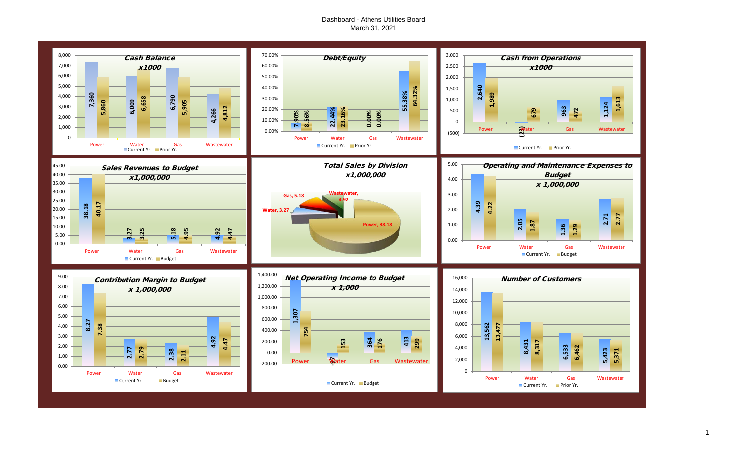# Dashboard - Athens Utilities Board

March 31, 2021

## Cash Balance x1000

| | Current Yr. | Prior Yr. |
|---|---|---|
| Power | 7,360 | 5,860 |
| Water | 6,009 | 6,658 |
| Gas | 6,790 | 5,905 |
| Wastewater | 4,266 | 4,812 |

## Debt/Equity

| | Current Yr. | Prior Yr. |
|---|---|---|
| Power | 7.90% | 8.56% |
| Water | 22.44% | 23.16% |
| Gas | 0.00% | 0.00% |
| Wastewater | 55.38% | 64.32% |

## Cash from Operations x1000

| | Current Yr. | Prior Yr. |
|---|---|---|
| Power | 2,640 | 1,989 |
| Water | (23) | 679 |
| Gas | 963 | 472 |
| Wastewater | 1,124 | 1,613 |

## Sales Revenues to Budget x1,000,000

| | Current Yr. | Budget |
|---|---|---|
| Power | 38.18 | 40.17 |
| Water | 3.27 | 3.25 |
| Gas | 5.18 | 4.95 |
| Wastewater | 4.92 | 4.47 |

## Total Sales by Division x1,000,000

| Division | Sales |
|---|---|
| Power | 38.18 |
| Water | 3.27 |
| Gas | 5.18 |
| Wastewater | 4.92 |

## Operating and Maintenance Expenses to Budget x 1,000,000

| | Current Yr. | Budget |
|---|---|---|
| Power | 4.39 | 4.22 |
| Water | 2.05 | 1.87 |
| Gas | 1.36 | 1.29 |
| Wastewater | 2.71 | 2.77 |

## Contribution Margin to Budget x 1,000,000

| | Current Yr | Budget |
|---|---|---|
| Power | 8.27 | 7.38 |
| Water | 2.77 | 2.79 |
| Gas | 2.38 | 2.11 |
| Wastewater | 4.92 | 4.47 |

## Net Operating Income to Budget x 1,000

| | Current Yr. | Budget |
|---|---|---|
| Power | 1,307 | 754 |
| Water | -67 | 153 |
| Gas | 364 | 176 |
| Wastewater | 413 | 299 |

## Number of Customers

| | Current Yr. | Prior Yr. |
|---|---|---|
| Power | 13,562 | 13,477 |
| Water | 8,431 | 8,317 |
| Gas | 6,533 | 6,462 |
| Wastewater | 5,423 | 5,371 |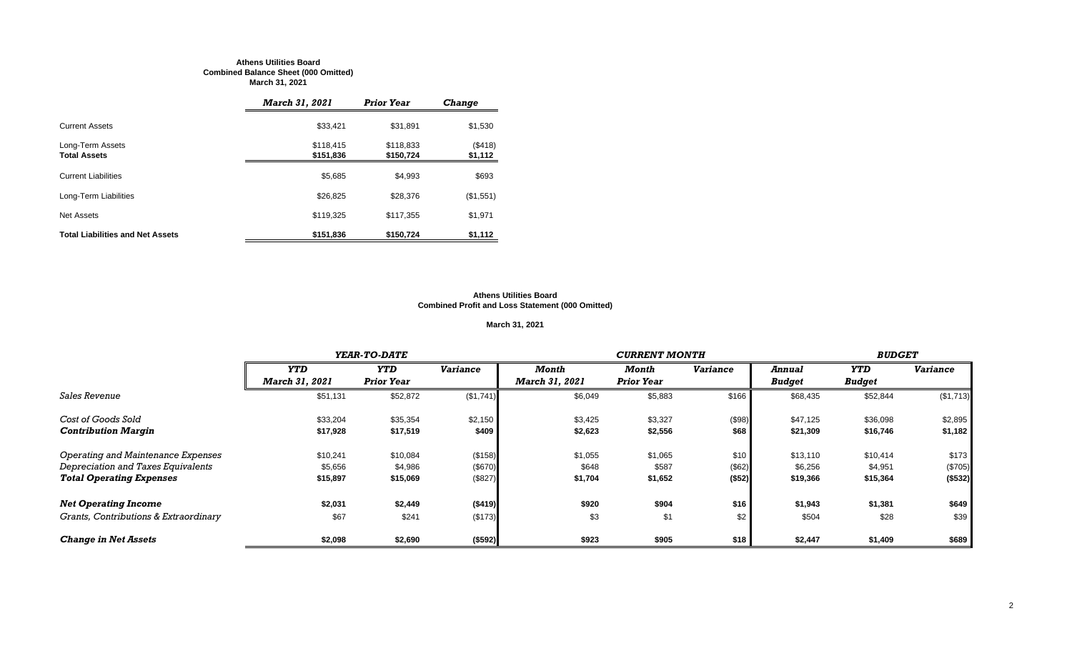**Athens Utilities Board**
**Combined Balance Sheet (000 Omitted)**
**March 31, 2021**

| | *March 31, 2021* | *Prior Year* | *Change* |
|---|---|---|---|
| Current Assets | $33,421 | $31,891 | $1,530 |
| Long-Term Assets | $118,415 | $118,833 | ($418) |
| **Total Assets** | **$151,836** | **$150,724** | **$1,112** |
| Current Liabilities | $5,685 | $4,993 | $693 |
| Long-Term Liabilities | $26,825 | $28,376 | ($1,551) |
| Net Assets | $119,325 | $117,355 | $1,971 |
| **Total Liabilities and Net Assets** | **$151,836** | **$150,724** | **$1,112** |

**Athens Utilities Board**
**Combined Profit and Loss Statement (000 Omitted)**

**March 31, 2021**

| | *YEAR-TO-DATE* | | | *CURRENT MONTH* | | | *BUDGET* | | |
|---|---|---|---|---|---|---|---|---|---|
| | *YTD March 31, 2021* | *YTD Prior Year* | *Variance* | *Month March 31, 2021* | *Month Prior Year* | *Variance* | *Annual Budget* | *YTD Budget* | *Variance* |
| *Sales Revenue* | $51,131 | $52,872 | ($1,741) | $6,049 | $5,883 | $166 | $68,435 | $52,844 | ($1,713) |
| *Cost of Goods Sold* | $33,204 | $35,354 | $2,150 | $3,425 | $3,327 | ($98) | $47,125 | $36,098 | $2,895 |
| ***Contribution Margin*** | **$17,928** | **$17,519** | **$409** | **$2,623** | **$2,556** | **$68** | **$21,309** | **$16,746** | **$1,182** |
| *Operating and Maintenance Expenses* | $10,241 | $10,084 | ($158) | $1,055 | $1,065 | $10 | $13,110 | $10,414 | $173 |
| *Depreciation and Taxes Equivalents* | $5,656 | $4,986 | ($670) | $648 | $587 | ($62) | $6,256 | $4,951 | ($705) |
| ***Total Operating Expenses*** | **$15,897** | **$15,069** | **($827)** | **$1,704** | **$1,652** | **($52)** | **$19,366** | **$15,364** | **($532)** |
| ***Net Operating Income*** | **$2,031** | **$2,449** | **($419)** | **$920** | **$904** | **$16** | **$1,943** | **$1,381** | **$649** |
| *Grants, Contributions & Extraordinary* | $67 | $241 | ($173) | $3 | $1 | $2 | $504 | $28 | $39 |
| ***Change in Net Assets*** | **$2,098** | **$2,690** | **($592)** | **$923** | **$905** | **$18** | **$2,447** | **$1,409** | **$689** |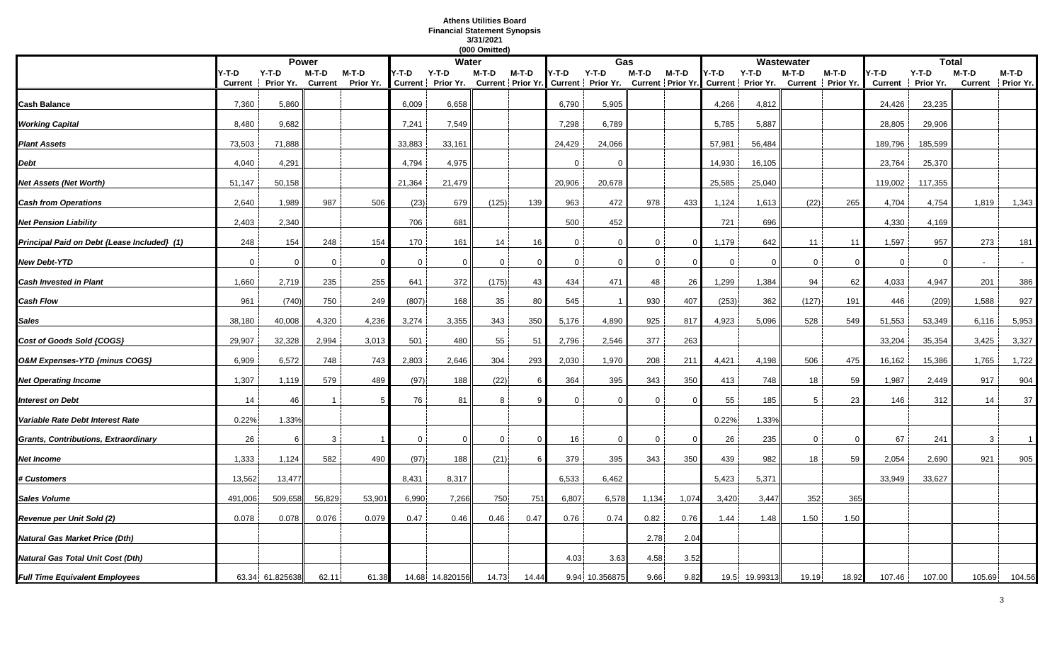# Athens Utilities Board
## Financial Statement Synopsis
### 3/31/2021
### (000 Omitted)

| | Power | | | | Water | | | | Gas | | | | Wastewater | | | | Total | | | |
|---|---|---|---|---|---|---|---|---|---|---|---|---|---|---|---|---|---|---|---|---|
| | Y-T-D Current | Y-T-D Prior Yr. | M-T-D Current | M-T-D Prior Yr. | Y-T-D Current | Y-T-D Prior Yr. | M-T-D Current | M-T-D Prior Yr. | Y-T-D Current | Y-T-D Prior Yr. | M-T-D Current | M-T-D Prior Yr. | Y-T-D Current | Y-T-D Prior Yr. | M-T-D Current | M-T-D Prior Yr. | Y-T-D Current | Y-T-D Prior Yr. | M-T-D Current | M-T-D Prior Yr. |
| **Cash Balance** | 7,360 | 5,860 | | | 6,009 | 6,658 | | | 6,790 | 5,905 | | | 4,266 | 4,812 | | | 24,426 | 23,235 | | |
| ***Working Capital*** | 8,480 | 9,682 | | | 7,241 | 7,549 | | | 7,298 | 6,789 | | | 5,785 | 5,887 | | | 28,805 | 29,906 | | |
| ***Plant Assets*** | 73,503 | 71,888 | | | 33,883 | 33,161 | | | 24,429 | 24,066 | | | 57,981 | 56,484 | | | 189,796 | 185,599 | | |
| ***Debt*** | 4,040 | 4,291 | | | 4,794 | 4,975 | | | 0 | 0 | | | 14,930 | 16,105 | | | 23,764 | 25,370 | | |
| ***Net Assets (Net Worth)*** | 51,147 | 50,158 | | | 21,364 | 21,479 | | | 20,906 | 20,678 | | | 25,585 | 25,040 | | | 119,002 | 117,355 | | |
| ***Cash from Operations*** | 2,640 | 1,989 | 987 | 506 | (23) | 679 | (125) | 139 | 963 | 472 | 978 | 433 | 1,124 | 1,613 | (22) | 265 | 4,704 | 4,754 | 1,819 | 1,343 |
| ***Net Pension Liability*** | 2,403 | 2,340 | | | 706 | 681 | | | 500 | 452 | | | 721 | 696 | | | 4,330 | 4,169 | | |
| ***Principal Paid on Debt {Lease Included} (1)*** | 248 | 154 | 248 | 154 | 170 | 161 | 14 | 16 | 0 | 0 | 0 | 0 | 1,179 | 642 | 11 | 11 | 1,597 | 957 | 273 | 181 |
| ***New Debt-YTD*** | 0 | 0 | 0 | 0 | 0 | 0 | 0 | 0 | 0 | 0 | 0 | 0 | 0 | 0 | 0 | 0 | 0 | 0 | - | - |
| ***Cash Invested in Plant*** | 1,660 | 2,719 | 235 | 255 | 641 | 372 | (175) | 43 | 434 | 471 | 48 | 26 | 1,299 | 1,384 | 94 | 62 | 4,033 | 4,947 | 201 | 386 |
| ***Cash Flow*** | 961 | (740) | 750 | 249 | (807) | 168 | 35 | 80 | 545 | 1 | 930 | 407 | (253) | 362 | (127) | 191 | 446 | (209) | 1,588 | 927 |
| ***Sales*** | 38,180 | 40,008 | 4,320 | 4,236 | 3,274 | 3,355 | 343 | 350 | 5,176 | 4,890 | 925 | 817 | 4,923 | 5,096 | 528 | 549 | 51,553 | 53,349 | 6,116 | 5,953 |
| ***Cost of Goods Sold {COGS}*** | 29,907 | 32,328 | 2,994 | 3,013 | 501 | 480 | 55 | 51 | 2,796 | 2,546 | 377 | 263 | | | | | 33,204 | 35,354 | 3,425 | 3,327 |
| ***O&M Expenses-YTD {minus COGS}*** | 6,909 | 6,572 | 748 | 743 | 2,803 | 2,646 | 304 | 293 | 2,030 | 1,970 | 208 | 211 | 4,421 | 4,198 | 506 | 475 | 16,162 | 15,386 | 1,765 | 1,722 |
| ***Net Operating Income*** | 1,307 | 1,119 | 579 | 489 | (97) | 188 | (22) | 6 | 364 | 395 | 343 | 350 | 413 | 748 | 18 | 59 | 1,987 | 2,449 | 917 | 904 |
| ***Interest on Debt*** | 14 | 46 | 1 | 5 | 76 | 81 | 8 | 9 | 0 | 0 | 0 | 0 | 55 | 185 | 5 | 23 | 146 | 312 | 14 | 37 |
| ***Variable Rate Debt Interest Rate*** | 0.22% | 1.33% | | | | | | | | | | | 0.22% | 1.33% | | | | | | |
| ***Grants, Contributions, Extraordinary*** | 26 | 6 | 3 | 1 | 0 | 0 | 0 | 0 | 16 | 0 | 0 | 0 | 26 | 235 | 0 | 0 | 67 | 241 | 3 | 1 |
| ***Net Income*** | 1,333 | 1,124 | 582 | 490 | (97) | 188 | (21) | 6 | 379 | 395 | 343 | 350 | 439 | 982 | 18 | 59 | 2,054 | 2,690 | 921 | 905 |
| ***# Customers*** | 13,562 | 13,477 | | | 8,431 | 8,317 | | | 6,533 | 6,462 | | | 5,423 | 5,371 | | | 33,949 | 33,627 | | |
| ***Sales Volume*** | 491,006 | 509,658 | 56,829 | 53,901 | 6,990 | 7,266 | 750 | 751 | 6,807 | 6,578 | 1,134 | 1,074 | 3,420 | 3,447 | 352 | 365 | | | | |
| ***Revenue per Unit Sold (2)*** | 0.078 | 0.078 | 0.076 | 0.079 | 0.47 | 0.46 | 0.46 | 0.47 | 0.76 | 0.74 | 0.82 | 0.76 | 1.44 | 1.48 | 1.50 | 1.50 | | | | |
| ***Natural Gas Market Price (Dth)*** | | | | | | | | | | | 2.78 | 2.04 | | | | | | | | |
| ***Natural Gas Total Unit Cost (Dth)*** | | | | | | | | | 4.03 | 3.63 | 4.58 | 3.52 | | | | | | | | |
| ***Full Time Equivalent Employees*** | 63.34 | 61.825638 | 62.11 | 61.38 | 14.68 | 14.820156 | 14.73 | 14.44 | 9.94 | 10.356875 | 9.66 | 9.82 | 19.5 | 19.99313 | 19.19 | 18.92 | 107.46 | 107.00 | 105.69 | 104.56 |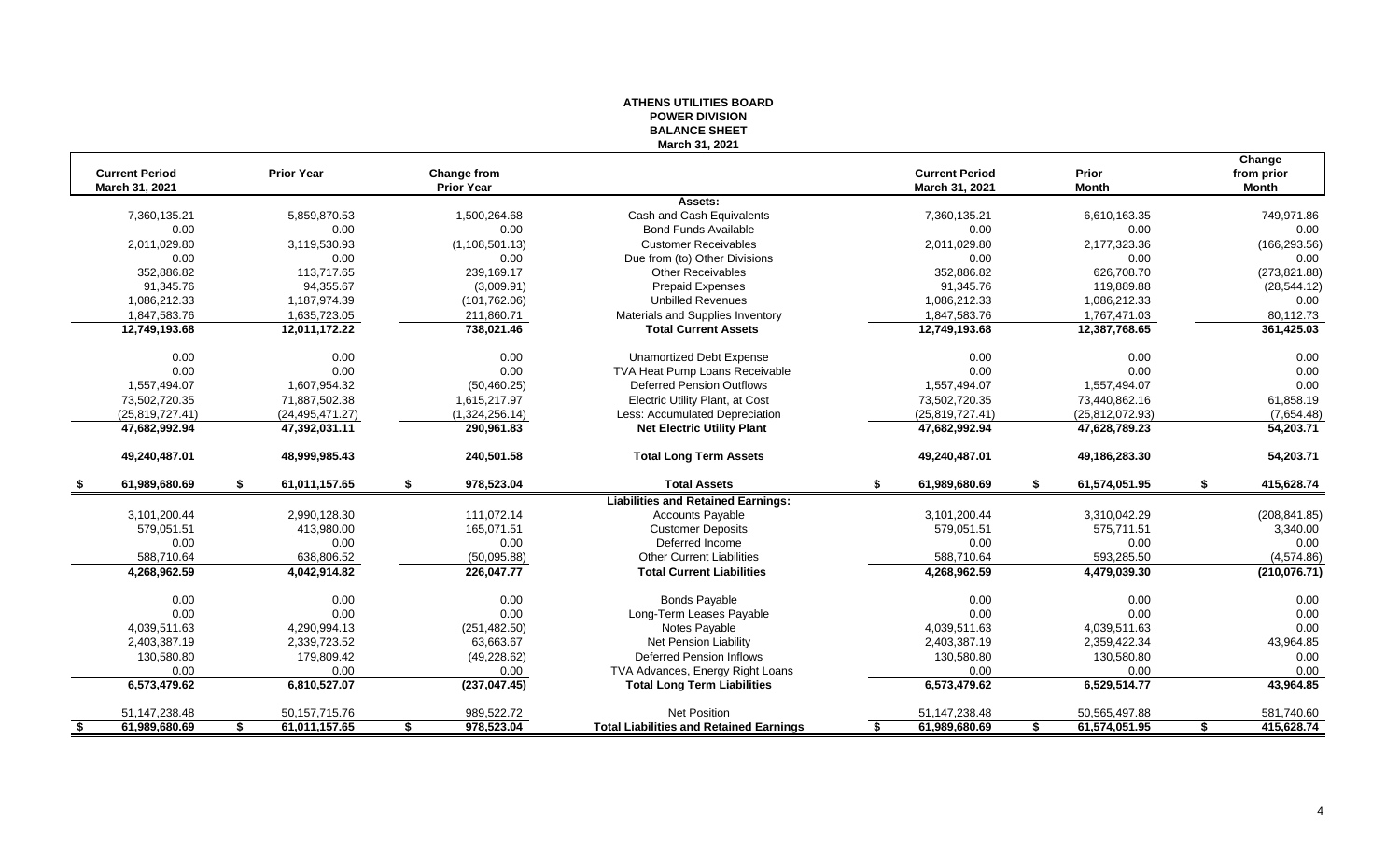# ATHENS UTILITIES BOARD
## POWER DIVISION
## BALANCE SHEET
### March 31, 2021

| Current Period March 31, 2021 | Prior Year | Change from Prior Year | | Current Period March 31, 2021 | Prior Month | Change from prior Month |
|---|---|---|---|---|---|---|
| | | | **Assets:** | | | |
| 7,360,135.21 | 5,859,870.53 | 1,500,264.68 | Cash and Cash Equivalents | 7,360,135.21 | 6,610,163.35 | 749,971.86 |
| 0.00 | 0.00 | 0.00 | Bond Funds Available | 0.00 | 0.00 | 0.00 |
| 2,011,029.80 | 3,119,530.93 | (1,108,501.13) | Customer Receivables | 2,011,029.80 | 2,177,323.36 | (166,293.56) |
| 0.00 | 0.00 | 0.00 | Due from (to) Other Divisions | 0.00 | 0.00 | 0.00 |
| 352,886.82 | 113,717.65 | 239,169.17 | Other Receivables | 352,886.82 | 626,708.70 | (273,821.88) |
| 91,345.76 | 94,355.67 | (3,009.91) | Prepaid Expenses | 91,345.76 | 119,889.88 | (28,544.12) |
| 1,086,212.33 | 1,187,974.39 | (101,762.06) | Unbilled Revenues | 1,086,212.33 | 1,086,212.33 | 0.00 |
| 1,847,583.76 | 1,635,723.05 | 211,860.71 | Materials and Supplies Inventory | 1,847,583.76 | 1,767,471.03 | 80,112.73 |
| **12,749,193.68** | **12,011,172.22** | **738,021.46** | **Total Current Assets** | **12,749,193.68** | **12,387,768.65** | **361,425.03** |
| 0.00 | 0.00 | 0.00 | Unamortized Debt Expense | 0.00 | 0.00 | 0.00 |
| 0.00 | 0.00 | 0.00 | TVA Heat Pump Loans Receivable | 0.00 | 0.00 | 0.00 |
| 1,557,494.07 | 1,607,954.32 | (50,460.25) | Deferred Pension Outflows | 1,557,494.07 | 1,557,494.07 | 0.00 |
| 73,502,720.35 | 71,887,502.38 | 1,615,217.97 | Electric Utility Plant, at Cost | 73,502,720.35 | 73,440,862.16 | 61,858.19 |
| (25,819,727.41) | (24,495,471.27) | (1,324,256.14) | Less: Accumulated Depreciation | (25,819,727.41) | (25,812,072.93) | (7,654.48) |
| **47,682,992.94** | **47,392,031.11** | **290,961.83** | **Net Electric Utility Plant** | **47,682,992.94** | **47,628,789.23** | **54,203.71** |
| **49,240,487.01** | **48,999,985.43** | **240,501.58** | **Total Long Term Assets** | **49,240,487.01** | **49,186,283.30** | **54,203.71** |
| **$ 61,989,680.69** | **$ 61,011,157.65** | **$ 978,523.04** | **Total Assets** | **$ 61,989,680.69** | **$ 61,574,051.95** | **$ 415,628.74** |
| | | | **Liabilities and Retained Earnings:** | | | |
| 3,101,200.44 | 2,990,128.30 | 111,072.14 | Accounts Payable | 3,101,200.44 | 3,310,042.29 | (208,841.85) |
| 579,051.51 | 413,980.00 | 165,071.51 | Customer Deposits | 579,051.51 | 575,711.51 | 3,340.00 |
| 0.00 | 0.00 | 0.00 | Deferred Income | 0.00 | 0.00 | 0.00 |
| 588,710.64 | 638,806.52 | (50,095.88) | Other Current Liabilities | 588,710.64 | 593,285.50 | (4,574.86) |
| **4,268,962.59** | **4,042,914.82** | **226,047.77** | **Total Current Liabilities** | **4,268,962.59** | **4,479,039.30** | **(210,076.71)** |
| 0.00 | 0.00 | 0.00 | Bonds Payable | 0.00 | 0.00 | 0.00 |
| 0.00 | 0.00 | 0.00 | Long-Term Leases Payable | 0.00 | 0.00 | 0.00 |
| 4,039,511.63 | 4,290,994.13 | (251,482.50) | Notes Payable | 4,039,511.63 | 4,039,511.63 | 0.00 |
| 2,403,387.19 | 2,339,723.52 | 63,663.67 | Net Pension Liability | 2,403,387.19 | 2,359,422.34 | 43,964.85 |
| 130,580.80 | 179,809.42 | (49,228.62) | Deferred Pension Inflows | 130,580.80 | 130,580.80 | 0.00 |
| 0.00 | 0.00 | 0.00 | TVA Advances, Energy Right Loans | 0.00 | 0.00 | 0.00 |
| **6,573,479.62** | **6,810,527.07** | **(237,047.45)** | **Total Long Term Liabilities** | **6,573,479.62** | **6,529,514.77** | **43,964.85** |
| 51,147,238.48 | 50,157,715.76 | 989,522.72 | Net Position | 51,147,238.48 | 50,565,497.88 | 581,740.60 |
| **$ 61,989,680.69** | **$ 61,011,157.65** | **$ 978,523.04** | **Total Liabilities and Retained Earnings** | **$ 61,989,680.69** | **$ 61,574,051.95** | **$ 415,628.74** |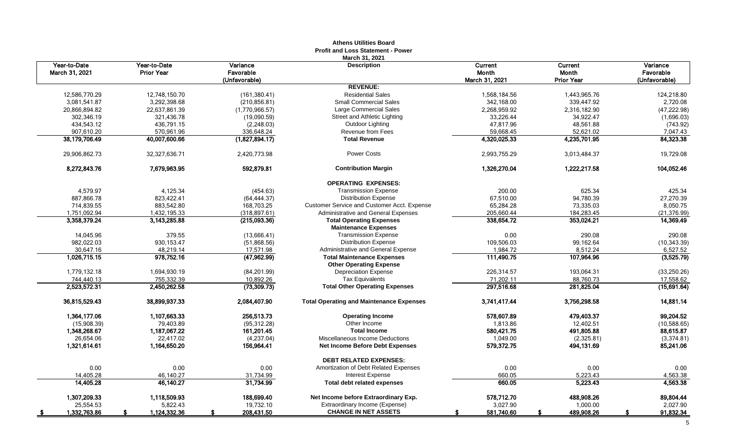**Athens Utilities Board**
**Profit and Loss Statement - Power**
**March 31, 2021**

| Year-to-Date March 31, 2021 | Year-to-Date Prior Year | Variance Favorable (Unfavorable) | Description | Current Month March 31, 2021 | Current Month Prior Year | Variance Favorable (Unfavorable) |
|---|---|---|---|---|---|---|
| | | | **REVENUE:** | | | |
| 12,586,770.29 | 12,748,150.70 | (161,380.41) | Residential Sales | 1,568,184.56 | 1,443,965.76 | 124,218.80 |
| 3,081,541.87 | 3,292,398.68 | (210,856.81) | Small Commercial Sales | 342,168.00 | 339,447.92 | 2,720.08 |
| 20,866,894.82 | 22,637,861.39 | (1,770,966.57) | Large Commercial Sales | 2,268,959.92 | 2,316,182.90 | (47,222.98) |
| 302,346.19 | 321,436.78 | (19,090.59) | Street and Athletic Lighting | 33,226.44 | 34,922.47 | (1,696.03) |
| 434,543.12 | 436,791.15 | (2,248.03) | Outdoor Lighting | 47,817.96 | 48,561.88 | (743.92) |
| 907,610.20 | 570,961.96 | 336,648.24 | Revenue from Fees | 59,668.45 | 52,621.02 | 7,047.43 |
| **38,179,706.49** | **40,007,600.66** | **(1,827,894.17)** | **Total Revenue** | **4,320,025.33** | **4,235,701.95** | **84,323.38** |
| 29,906,862.73 | 32,327,636.71 | 2,420,773.98 | Power Costs | 2,993,755.29 | 3,013,484.37 | 19,729.08 |
| **8,272,843.76** | **7,679,963.95** | **592,879.81** | **Contribution Margin** | **1,326,270.04** | **1,222,217.58** | **104,052.46** |
| | | | **OPERATING EXPENSES:** | | | |
| 4,579.97 | 4,125.34 | (454.63) | Transmission Expense | 200.00 | 625.34 | 425.34 |
| 887,866.78 | 823,422.41 | (64,444.37) | Distribution Expense | 67,510.00 | 94,780.39 | 27,270.39 |
| 714,839.55 | 883,542.80 | 168,703.25 | Customer Service and Customer Acct. Expense | 65,284.28 | 73,335.03 | 8,050.75 |
| 1,751,092.94 | 1,432,195.33 | (318,897.61) | Administrative and General Expenses | 205,660.44 | 184,283.45 | (21,376.99) |
| **3,358,379.24** | **3,143,285.88** | **(215,093.36)** | **Total Operating Expenses** | **338,654.72** | **353,024.21** | **14,369.49** |
| | | | **Maintenance Expenses** | | | |
| 14,045.96 | 379.55 | (13,666.41) | Transmission Expense | 0.00 | 290.08 | 290.08 |
| 982,022.03 | 930,153.47 | (51,868.56) | Distribution Expense | 109,506.03 | 99,162.64 | (10,343.39) |
| 30,647.16 | 48,219.14 | 17,571.98 | Administrative and General Expense | 1,984.72 | 8,512.24 | 6,527.52 |
| **1,026,715.15** | **978,752.16** | **(47,962.99)** | **Total Maintenance Expenses** | **111,490.75** | **107,964.96** | **(3,525.79)** |
| | | | **Other Operating Expense** | | | |
| 1,779,132.18 | 1,694,930.19 | (84,201.99) | Depreciation Expense | 226,314.57 | 193,064.31 | (33,250.26) |
| 744,440.13 | 755,332.39 | 10,892.26 | Tax Equivalents | 71,202.11 | 88,760.73 | 17,558.62 |
| **2,523,572.31** | **2,450,262.58** | **(73,309.73)** | **Total Other Operating Expenses** | **297,516.68** | **281,825.04** | **(15,691.64)** |
| **36,815,529.43** | **38,899,937.33** | **2,084,407.90** | **Total Operating and Maintenance Expenses** | **3,741,417.44** | **3,756,298.58** | **14,881.14** |
| **1,364,177.06** | **1,107,663.33** | **256,513.73** | **Operating Income** | **578,607.89** | **479,403.37** | **99,204.52** |
| (15,908.39) | 79,403.89 | (95,312.28) | Other Income | 1,813.86 | 12,402.51 | (10,588.65) |
| **1,348,268.67** | **1,187,067.22** | **161,201.45** | **Total Income** | **580,421.75** | **491,805.88** | **88,615.87** |
| 26,654.06 | 22,417.02 | (4,237.04) | Miscellaneous Income Deductions | 1,049.00 | (2,325.81) | (3,374.81) |
| **1,321,614.61** | **1,164,650.20** | **156,964.41** | **Net Income Before Debt Expenses** | **579,372.75** | **494,131.69** | **85,241.06** |
| | | | **DEBT RELATED EXPENSES:** | | | |
| 0.00 | 0.00 | 0.00 | Amortization of Debt Related Expenses | 0.00 | 0.00 | 0.00 |
| 14,405.28 | 46,140.27 | 31,734.99 | Interest Expense | 660.05 | 5,223.43 | 4,563.38 |
| **14,405.28** | **46,140.27** | **31,734.99** | **Total debt related expenses** | **660.05** | **5,223.43** | **4,563.38** |
| **1,307,209.33** | **1,118,509.93** | **188,699.40** | **Net Income before Extraordinary Exp.** | **578,712.70** | **488,908.26** | **89,804.44** |
| 25,554.53 | 5,822.43 | 19,732.10 | Extraordinary Income (Expense) | 3,027.90 | 1,000.00 | 2,027.90 |
| **$ 1,332,763.86** | **$ 1,124,332.36** | **$ 208,431.50** | **CHANGE IN NET ASSETS** | **$ 581,740.60** | **$ 489,908.26** | **$ 91,832.34** |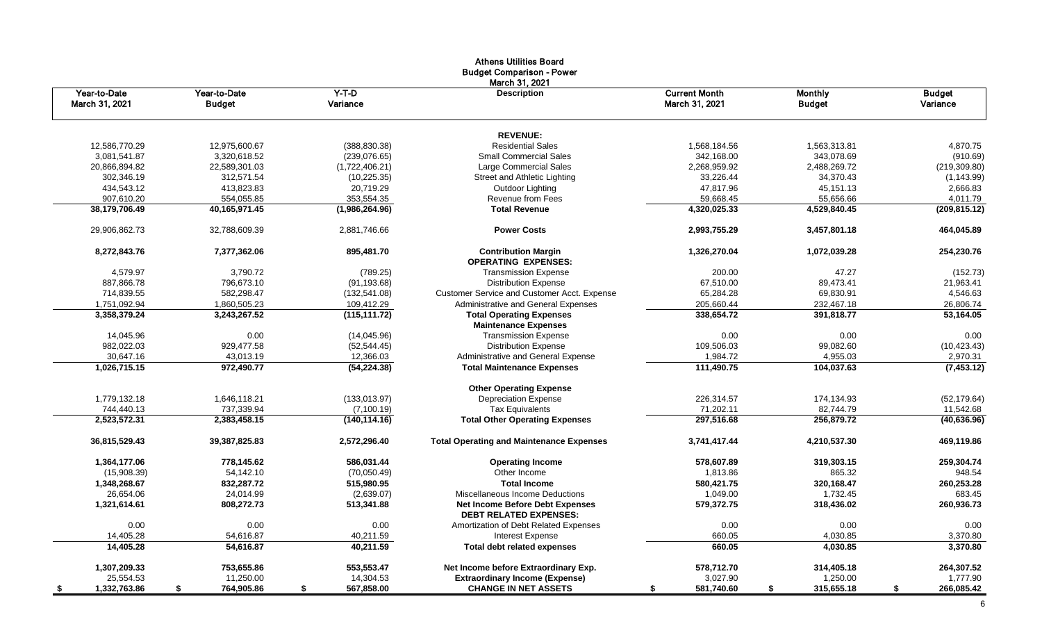# Athens Utilities Board
## Budget Comparison - Power
### March 31, 2021

| Year-to-Date March 31, 2021 | Year-to-Date Budget | Y-T-D Variance | Description | Current Month March 31, 2021 | Monthly Budget | Budget Variance |
|---|---|---|---|---|---|---|
| | | | **REVENUE:** | | | |
| 12,586,770.29 | 12,975,600.67 | (388,830.38) | Residential Sales | 1,568,184.56 | 1,563,313.81 | 4,870.75 |
| 3,081,541.87 | 3,320,618.52 | (239,076.65) | Small Commercial Sales | 342,168.00 | 343,078.69 | (910.69) |
| 20,866,894.82 | 22,589,301.03 | (1,722,406.21) | Large Commercial Sales | 2,268,959.92 | 2,488,269.72 | (219,309.80) |
| 302,346.19 | 312,571.54 | (10,225.35) | Street and Athletic Lighting | 33,226.44 | 34,370.43 | (1,143.99) |
| 434,543.12 | 413,823.83 | 20,719.29 | Outdoor Lighting | 47,817.96 | 45,151.13 | 2,666.83 |
| 907,610.20 | 554,055.85 | 353,554.35 | Revenue from Fees | 59,668.45 | 55,656.66 | 4,011.79 |
| **38,179,706.49** | **40,165,971.45** | **(1,986,264.96)** | **Total Revenue** | **4,320,025.33** | **4,529,840.45** | **(209,815.12)** |
| 29,906,862.73 | 32,788,609.39 | 2,881,746.66 | **Power Costs** | **2,993,755.29** | **3,457,801.18** | **464,045.89** |
| **8,272,843.76** | **7,377,362.06** | **895,481.70** | **Contribution Margin** | **1,326,270.04** | **1,072,039.28** | **254,230.76** |
| | | | **OPERATING EXPENSES:** | | | |
| 4,579.97 | 3,790.72 | (789.25) | Transmission Expense | 200.00 | 47.27 | (152.73) |
| 887,866.78 | 796,673.10 | (91,193.68) | Distribution Expense | 67,510.00 | 89,473.41 | 21,963.41 |
| 714,839.55 | 582,298.47 | (132,541.08) | Customer Service and Customer Acct. Expense | 65,284.28 | 69,830.91 | 4,546.63 |
| 1,751,092.94 | 1,860,505.23 | 109,412.29 | Administrative and General Expenses | 205,660.44 | 232,467.18 | 26,806.74 |
| **3,358,379.24** | **3,243,267.52** | **(115,111.72)** | **Total Operating Expenses** | **338,654.72** | **391,818.77** | **53,164.05** |
| | | | **Maintenance Expenses** | | | |
| 14,045.96 | 0.00 | (14,045.96) | Transmission Expense | 0.00 | 0.00 | 0.00 |
| 982,022.03 | 929,477.58 | (52,544.45) | Distribution Expense | 109,506.03 | 99,082.60 | (10,423.43) |
| 30,647.16 | 43,013.19 | 12,366.03 | Administrative and General Expense | 1,984.72 | 4,955.03 | 2,970.31 |
| **1,026,715.15** | **972,490.77** | **(54,224.38)** | **Total Maintenance Expenses** | **111,490.75** | **104,037.63** | **(7,453.12)** |
| | | | **Other Operating Expense** | | | |
| 1,779,132.18 | 1,646,118.21 | (133,013.97) | Depreciation Expense | 226,314.57 | 174,134.93 | (52,179.64) |
| 744,440.13 | 737,339.94 | (7,100.19) | Tax Equivalents | 71,202.11 | 82,744.79 | 11,542.68 |
| **2,523,572.31** | **2,383,458.15** | **(140,114.16)** | **Total Other Operating Expenses** | **297,516.68** | **256,879.72** | **(40,636.96)** |
| **36,815,529.43** | **39,387,825.83** | **2,572,296.40** | **Total Operating and Maintenance Expenses** | **3,741,417.44** | **4,210,537.30** | **469,119.86** |
| **1,364,177.06** | **778,145.62** | **586,031.44** | **Operating Income** | **578,607.89** | **319,303.15** | **259,304.74** |
| (15,908.39) | 54,142.10 | (70,050.49) | Other Income | 1,813.86 | 865.32 | 948.54 |
| **1,348,268.67** | **832,287.72** | **515,980.95** | **Total Income** | **580,421.75** | **320,168.47** | **260,253.28** |
| 26,654.06 | 24,014.99 | (2,639.07) | Miscellaneous Income Deductions | 1,049.00 | 1,732.45 | 683.45 |
| **1,321,614.61** | **808,272.73** | **513,341.88** | **Net Income Before Debt Expenses** | **579,372.75** | **318,436.02** | **260,936.73** |
| | | | **DEBT RELATED EXPENSES:** | | | |
| 0.00 | 0.00 | 0.00 | Amortization of Debt Related Expenses | 0.00 | 0.00 | 0.00 |
| 14,405.28 | 54,616.87 | 40,211.59 | Interest Expense | 660.05 | 4,030.85 | 3,370.80 |
| **14,405.28** | **54,616.87** | **40,211.59** | **Total debt related expenses** | **660.05** | **4,030.85** | **3,370.80** |
| **1,307,209.33** | **753,655.86** | **553,553.47** | **Net Income before Extraordinary Exp.** | **578,712.70** | **314,405.18** | **264,307.52** |
| 25,554.53 | 11,250.00 | 14,304.53 | **Extraordinary Income (Expense)** | 3,027.90 | 1,250.00 | 1,777.90 |
| **$ 1,332,763.86** | **$ 764,905.86** | **$ 567,858.00** | **CHANGE IN NET ASSETS** | **$ 581,740.60** | **$ 315,655.18** | **$ 266,085.42** |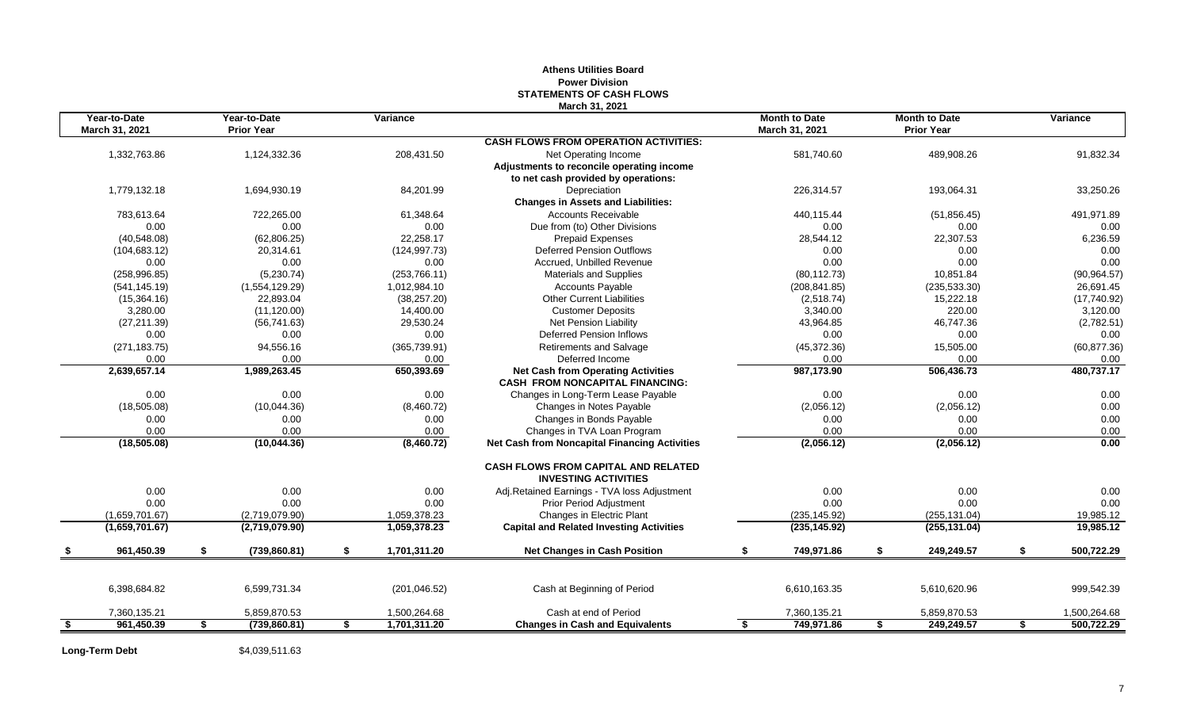# Athens Utilities Board
## Power Division
## STATEMENTS OF CASH FLOWS
### March 31, 2021

| Year-to-Date March 31, 2021 | Year-to-Date Prior Year | Variance | | Month to Date March 31, 2021 | Month to Date Prior Year | Variance |
|---|---|---|---|---|---|---|
| | | | **CASH FLOWS FROM OPERATION ACTIVITIES:** | | | |
| 1,332,763.86 | 1,124,332.36 | 208,431.50 | Net Operating Income | 581,740.60 | 489,908.26 | 91,832.34 |
| | | | **Adjustments to reconcile operating income to net cash provided by operations:** | | | |
| 1,779,132.18 | 1,694,930.19 | 84,201.99 | Depreciation | 226,314.57 | 193,064.31 | 33,250.26 |
| | | | **Changes in Assets and Liabilities:** | | | |
| 783,613.64 | 722,265.00 | 61,348.64 | Accounts Receivable | 440,115.44 | (51,856.45) | 491,971.89 |
| 0.00 | 0.00 | 0.00 | Due from (to) Other Divisions | 0.00 | 0.00 | 0.00 |
| (40,548.08) | (62,806.25) | 22,258.17 | Prepaid Expenses | 28,544.12 | 22,307.53 | 6,236.59 |
| (104,683.12) | 20,314.61 | (124,997.73) | Deferred Pension Outflows | 0.00 | 0.00 | 0.00 |
| 0.00 | 0.00 | 0.00 | Accrued, Unbilled Revenue | 0.00 | 0.00 | 0.00 |
| (258,996.85) | (5,230.74) | (253,766.11) | Materials and Supplies | (80,112.73) | 10,851.84 | (90,964.57) |
| (541,145.19) | (1,554,129.29) | 1,012,984.10 | Accounts Payable | (208,841.85) | (235,533.30) | 26,691.45 |
| (15,364.16) | 22,893.04 | (38,257.20) | Other Current Liabilities | (2,518.74) | 15,222.18 | (17,740.92) |
| 3,280.00 | (11,120.00) | 14,400.00 | Customer Deposits | 3,340.00 | 220.00 | 3,120.00 |
| (27,211.39) | (56,741.63) | 29,530.24 | Net Pension Liability | 43,964.85 | 46,747.36 | (2,782.51) |
| 0.00 | 0.00 | 0.00 | Deferred Pension Inflows | 0.00 | 0.00 | 0.00 |
| (271,183.75) | 94,556.16 | (365,739.91) | Retirements and Salvage | (45,372.36) | 15,505.00 | (60,877.36) |
| 0.00 | 0.00 | 0.00 | Deferred Income | 0.00 | 0.00 | 0.00 |
| **2,639,657.14** | **1,989,263.45** | **650,393.69** | **Net Cash from Operating Activities** | **987,173.90** | **506,436.73** | **480,737.17** |
| | | | **CASH FROM NONCAPITAL FINANCING:** | | | |
| 0.00 | 0.00 | 0.00 | Changes in Long-Term Lease Payable | 0.00 | 0.00 | 0.00 |
| (18,505.08) | (10,044.36) | (8,460.72) | Changes in Notes Payable | (2,056.12) | (2,056.12) | 0.00 |
| 0.00 | 0.00 | 0.00 | Changes in Bonds Payable | 0.00 | 0.00 | 0.00 |
| 0.00 | 0.00 | 0.00 | Changes in TVA Loan Program | 0.00 | 0.00 | 0.00 |
| **(18,505.08)** | **(10,044.36)** | **(8,460.72)** | **Net Cash from Noncapital Financing Activities** | **(2,056.12)** | **(2,056.12)** | **0.00** |
| | | | **CASH FLOWS FROM CAPITAL AND RELATED INVESTING ACTIVITIES** | | | |
| 0.00 | 0.00 | 0.00 | Adj.Retained Earnings - TVA loss Adjustment | 0.00 | 0.00 | 0.00 |
| 0.00 | 0.00 | 0.00 | Prior Period Adjustment | 0.00 | 0.00 | 0.00 |
| (1,659,701.67) | (2,719,079.90) | 1,059,378.23 | Changes in Electric Plant | (235,145.92) | (255,131.04) | 19,985.12 |
| **(1,659,701.67)** | **(2,719,079.90)** | **1,059,378.23** | **Capital and Related Investing Activities** | **(235,145.92)** | **(255,131.04)** | **19,985.12** |
| **$ 961,450.39** | **$ (739,860.81)** | **$ 1,701,311.20** | **Net Changes in Cash Position** | **$ 749,971.86** | **$ 249,249.57** | **$ 500,722.29** |
| 6,398,684.82 | 6,599,731.34 | (201,046.52) | Cash at Beginning of Period | 6,610,163.35 | 5,610,620.96 | 999,542.39 |
| 7,360,135.21 | 5,859,870.53 | 1,500,264.68 | Cash at end of Period | 7,360,135.21 | 5,859,870.53 | 1,500,264.68 |
| **$ 961,450.39** | **$ (739,860.81)** | **$ 1,701,311.20** | **Changes in Cash and Equivalents** | **$ 749,971.86** | **$ 249,249.57** | **$ 500,722.29** |

**Long-Term Debt** $4,039,511.63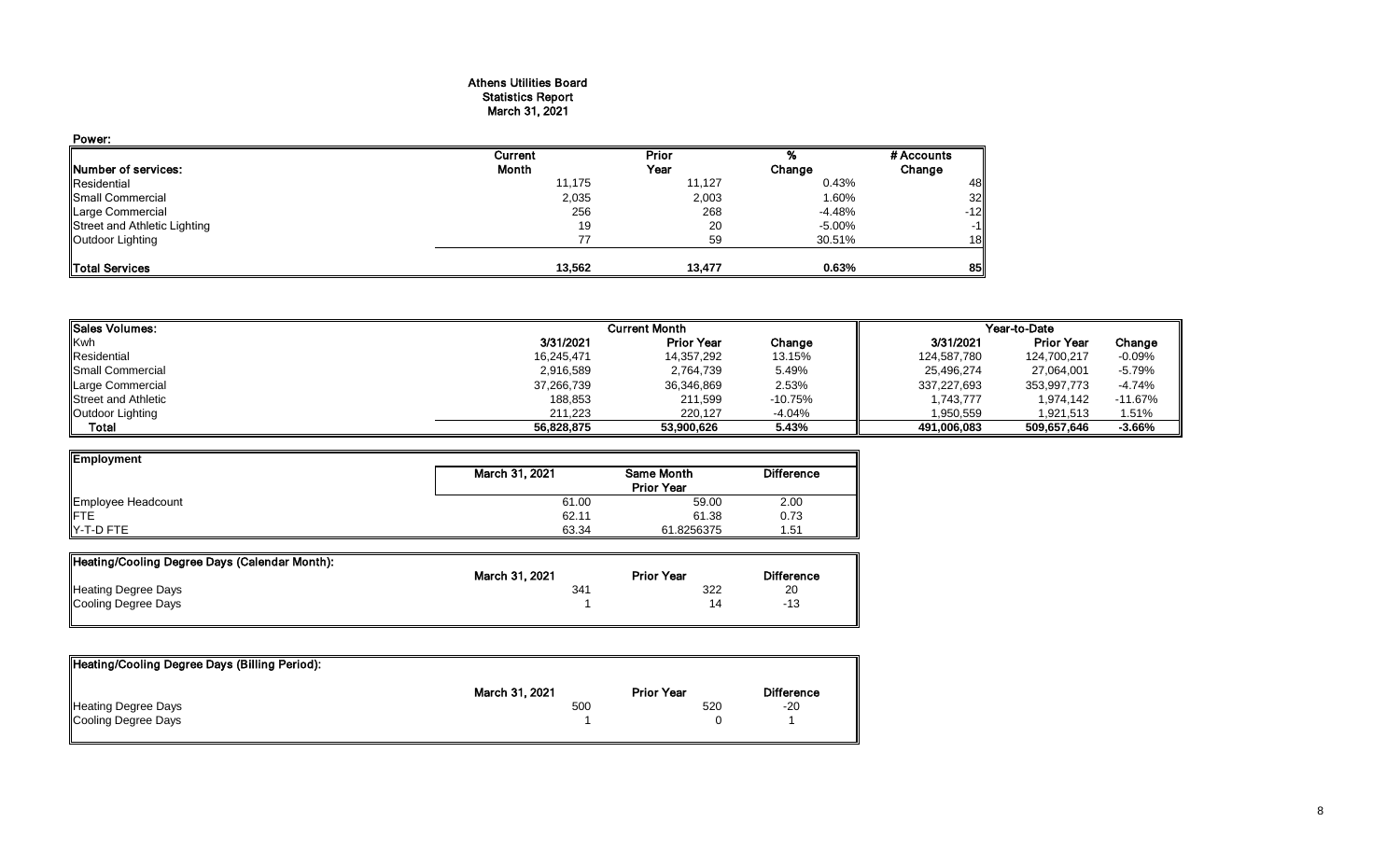# Athens Utilities Board
## Statistics Report
### March 31, 2021

**Power:**

| Number of services: | Current Month | Prior Year | % Change | # Accounts Change |
|---|---|---|---|---|
| Residential | 11,175 | 11,127 | 0.43% | 48 |
| Small Commercial | 2,035 | 2,003 | 1.60% | 32 |
| Large Commercial | 256 | 268 | -4.48% | -12 |
| Street and Athletic Lighting | 19 | 20 | -5.00% | -1 |
| Outdoor Lighting | 77 | 59 | 30.51% | 18 |
| **Total Services** | **13,562** | **13,477** | **0.63%** | **85** |

| Sales Volumes: | Current Month | | | Year-to-Date | | |
|---|---|---|---|---|---|---|
| Kwh | 3/31/2021 | Prior Year | Change | 3/31/2021 | Prior Year | Change |
| Residential | 16,245,471 | 14,357,292 | 13.15% | 124,587,780 | 124,700,217 | -0.09% |
| Small Commercial | 2,916,589 | 2,764,739 | 5.49% | 25,496,274 | 27,064,001 | -5.79% |
| Large Commercial | 37,266,739 | 36,346,869 | 2.53% | 337,227,693 | 353,997,773 | -4.74% |
| Street and Athletic | 188,853 | 211,599 | -10.75% | 1,743,777 | 1,974,142 | -11.67% |
| Outdoor Lighting | 211,223 | 220,127 | -4.04% | 1,950,559 | 1,921,513 | 1.51% |
| **Total** | **56,828,875** | **53,900,626** | **5.43%** | **491,006,083** | **509,657,646** | **-3.66%** |

| Employment | March 31, 2021 | Same Month Prior Year | Difference |
|---|---|---|---|
| Employee Headcount | 61.00 | 59.00 | 2.00 |
| FTE | 62.11 | 61.38 | 0.73 |
| Y-T-D FTE | 63.34 | 61.8256375 | 1.51 |

| Heating/Cooling Degree Days (Calendar Month): | March 31, 2021 | Prior Year | Difference |
|---|---|---|---|
| Heating Degree Days | 341 | 322 | 20 |
| Cooling Degree Days | 1 | 14 | -13 |

| Heating/Cooling Degree Days (Billing Period): | March 31, 2021 | Prior Year | Difference |
|---|---|---|---|
| Heating Degree Days | 500 | 520 | -20 |
| Cooling Degree Days | 1 | 0 | 1 |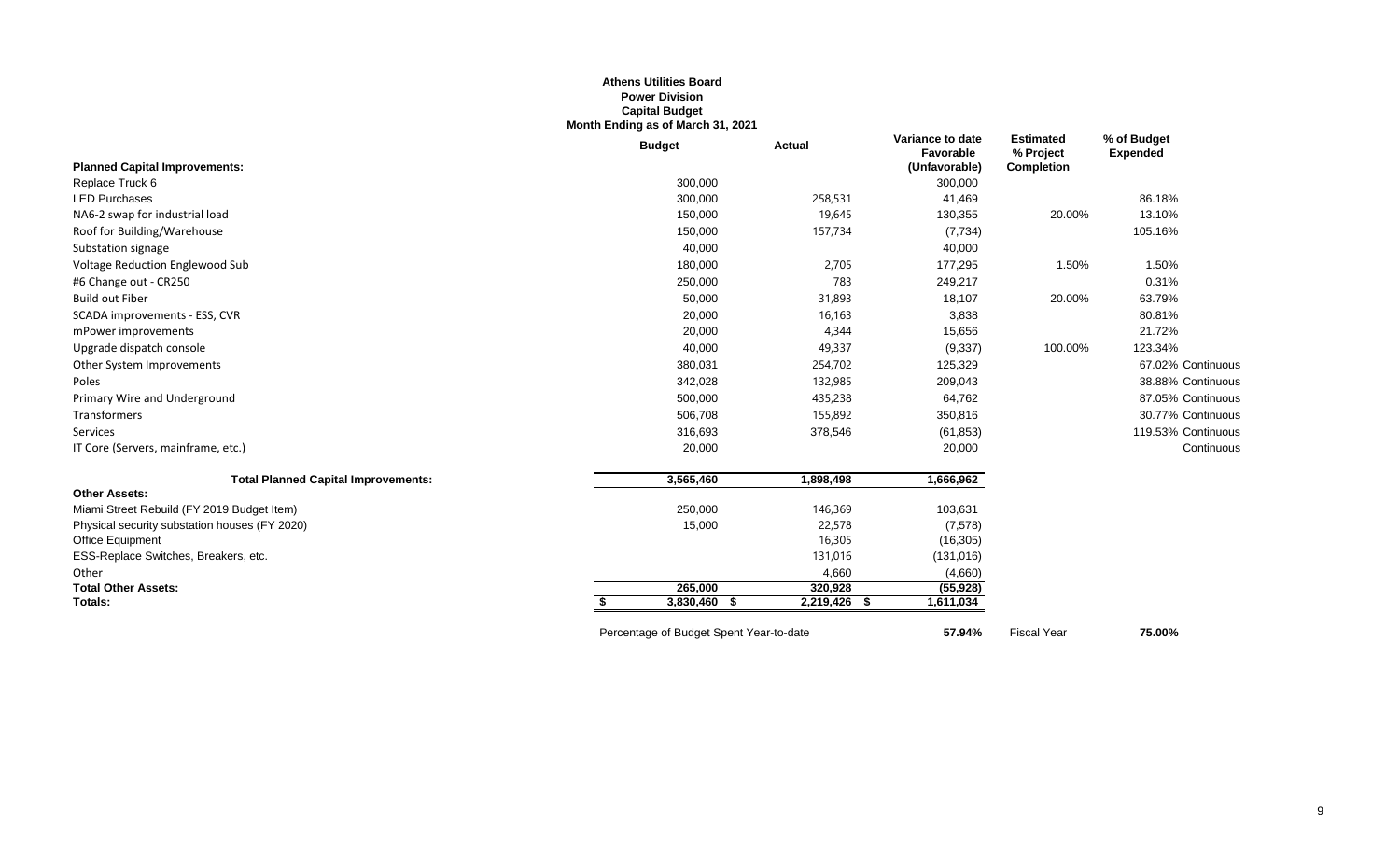**Athens Utilities Board**
**Power Division**
**Capital Budget**
**Month Ending as of March 31, 2021**

| Planned Capital Improvements: | Budget | Actual | Variance to date Favorable (Unfavorable) | Estimated % Project Completion | % of Budget Expended | |
|---|---|---|---|---|---|---|
| Replace Truck 6 | 300,000 | | 300,000 | | | |
| LED Purchases | 300,000 | 258,531 | 41,469 | | 86.18% | |
| NA6-2 swap for industrial load | 150,000 | 19,645 | 130,355 | 20.00% | 13.10% | |
| Roof for Building/Warehouse | 150,000 | 157,734 | (7,734) | | 105.16% | |
| Substation signage | 40,000 | | 40,000 | | | |
| Voltage Reduction Englewood Sub | 180,000 | 2,705 | 177,295 | 1.50% | 1.50% | |
| #6 Change out - CR250 | 250,000 | 783 | 249,217 | | 0.31% | |
| Build out Fiber | 50,000 | 31,893 | 18,107 | 20.00% | 63.79% | |
| SCADA improvements - ESS, CVR | 20,000 | 16,163 | 3,838 | | 80.81% | |
| mPower improvements | 20,000 | 4,344 | 15,656 | | 21.72% | |
| Upgrade dispatch console | 40,000 | 49,337 | (9,337) | 100.00% | 123.34% | |
| Other System Improvements | 380,031 | 254,702 | 125,329 | | 67.02% | Continuous |
| Poles | 342,028 | 132,985 | 209,043 | | 38.88% | Continuous |
| Primary Wire and Underground | 500,000 | 435,238 | 64,762 | | 87.05% | Continuous |
| Transformers | 506,708 | 155,892 | 350,816 | | 30.77% | Continuous |
| Services | 316,693 | 378,546 | (61,853) | | 119.53% | Continuous |
| IT Core (Servers, mainframe, etc.) | 20,000 | | 20,000 | | | Continuous |
| **Total Planned Capital Improvements:** | 3,565,460 | 1,898,498 | 1,666,962 | | | |
| **Other Assets:** | | | | | | |
| Miami Street Rebuild (FY 2019 Budget Item) | 250,000 | 146,369 | 103,631 | | | |
| Physical security substation houses (FY 2020) | 15,000 | 22,578 | (7,578) | | | |
| Office Equipment | | 16,305 | (16,305) | | | |
| ESS-Replace Switches, Breakers, etc. | | 131,016 | (131,016) | | | |
| Other | | 4,660 | (4,660) | | | |
| **Total Other Assets:** | 265,000 | 320,928 | (55,928) | | | |
| **Totals:** | $ 3,830,460 | $ 2,219,426 | $ 1,611,034 | | | |

Percentage of Budget Spent Year-to-date **57.94%** Fiscal Year **75.00%**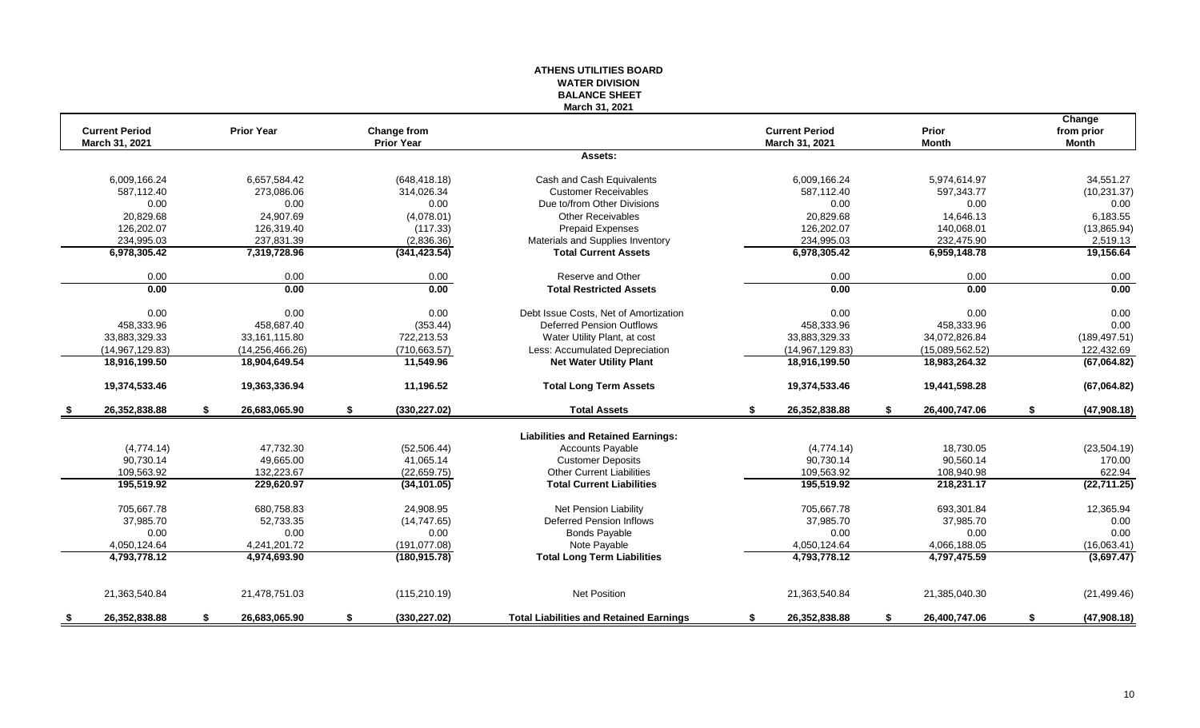# ATHENS UTILITIES BOARD
## WATER DIVISION
## BALANCE SHEET
### March 31, 2021

| Current Period March 31, 2021 | Prior Year | Change from Prior Year | | Current Period March 31, 2021 | Prior Month | Change from prior Month |
|---|---|---|---|---|---|---|
| | | | **Assets:** | | | |
| 6,009,166.24 | 6,657,584.42 | (648,418.18) | Cash and Cash Equivalents | 6,009,166.24 | 5,974,614.97 | 34,551.27 |
| 587,112.40 | 273,086.06 | 314,026.34 | Customer Receivables | 587,112.40 | 597,343.77 | (10,231.37) |
| 0.00 | 0.00 | 0.00 | Due to/from Other Divisions | 0.00 | 0.00 | 0.00 |
| 20,829.68 | 24,907.69 | (4,078.01) | Other Receivables | 20,829.68 | 14,646.13 | 6,183.55 |
| 126,202.07 | 126,319.40 | (117.33) | Prepaid Expenses | 126,202.07 | 140,068.01 | (13,865.94) |
| 234,995.03 | 237,831.39 | (2,836.36) | Materials and Supplies Inventory | 234,995.03 | 232,475.90 | 2,519.13 |
| **6,978,305.42** | **7,319,728.96** | **(341,423.54)** | **Total Current Assets** | **6,978,305.42** | **6,959,148.78** | **19,156.64** |
| 0.00 | 0.00 | 0.00 | Reserve and Other | 0.00 | 0.00 | 0.00 |
| **0.00** | **0.00** | **0.00** | **Total Restricted Assets** | **0.00** | **0.00** | **0.00** |
| 0.00 | 0.00 | 0.00 | Debt Issue Costs, Net of Amortization | 0.00 | 0.00 | 0.00 |
| 458,333.96 | 458,687.40 | (353.44) | Deferred Pension Outflows | 458,333.96 | 458,333.96 | 0.00 |
| 33,883,329.33 | 33,161,115.80 | 722,213.53 | Water Utility Plant, at cost | 33,883,329.33 | 34,072,826.84 | (189,497.51) |
| (14,967,129.83) | (14,256,466.26) | (710,663.57) | Less: Accumulated Depreciation | (14,967,129.83) | (15,089,562.52) | 122,432.69 |
| **18,916,199.50** | **18,904,649.54** | **11,549.96** | **Net Water Utility Plant** | **18,916,199.50** | **18,983,264.32** | **(67,064.82)** |
| **19,374,533.46** | **19,363,336.94** | **11,196.52** | **Total Long Term Assets** | **19,374,533.46** | **19,441,598.28** | **(67,064.82)** |
| **$ 26,352,838.88** | **$ 26,683,065.90** | **$ (330,227.02)** | **Total Assets** | **$ 26,352,838.88** | **$ 26,400,747.06** | **$ (47,908.18)** |
| | | | **Liabilities and Retained Earnings:** | | | |
| (4,774.14) | 47,732.30 | (52,506.44) | Accounts Payable | (4,774.14) | 18,730.05 | (23,504.19) |
| 90,730.14 | 49,665.00 | 41,065.14 | Customer Deposits | 90,730.14 | 90,560.14 | 170.00 |
| 109,563.92 | 132,223.67 | (22,659.75) | Other Current Liabilities | 109,563.92 | 108,940.98 | 622.94 |
| **195,519.92** | **229,620.97** | **(34,101.05)** | **Total Current Liabilities** | **195,519.92** | **218,231.17** | **(22,711.25)** |
| 705,667.78 | 680,758.83 | 24,908.95 | Net Pension Liability | 705,667.78 | 693,301.84 | 12,365.94 |
| 37,985.70 | 52,733.35 | (14,747.65) | Deferred Pension Inflows | 37,985.70 | 37,985.70 | 0.00 |
| 0.00 | 0.00 | 0.00 | Bonds Payable | 0.00 | 0.00 | 0.00 |
| 4,050,124.64 | 4,241,201.72 | (191,077.08) | Note Payable | 4,050,124.64 | 4,066,188.05 | (16,063.41) |
| **4,793,778.12** | **4,974,693.90** | **(180,915.78)** | **Total Long Term Liabilities** | **4,793,778.12** | **4,797,475.59** | **(3,697.47)** |
| 21,363,540.84 | 21,478,751.03 | (115,210.19) | Net Position | 21,363,540.84 | 21,385,040.30 | (21,499.46) |
| **$ 26,352,838.88** | **$ 26,683,065.90** | **$ (330,227.02)** | **Total Liabilities and Retained Earnings** | **$ 26,352,838.88** | **$ 26,400,747.06** | **$ (47,908.18)** |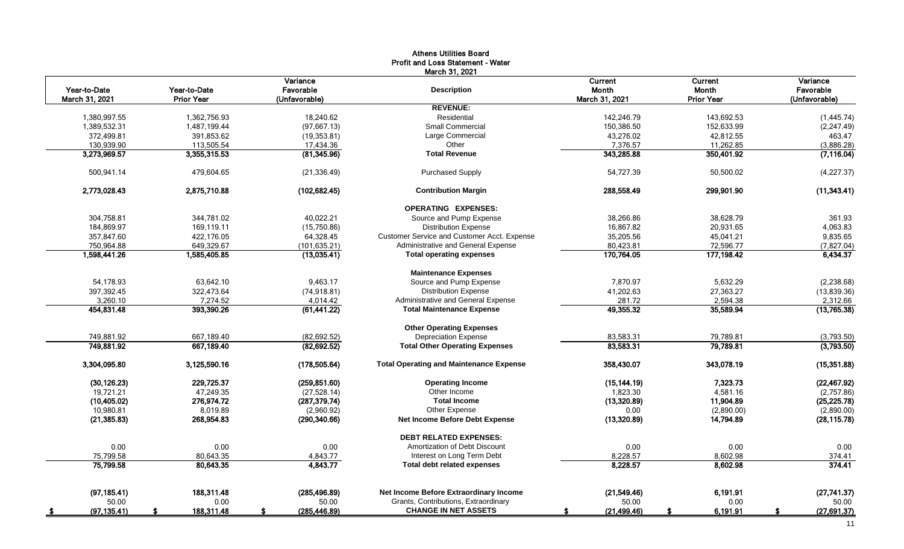# Athens Utilities Board
## Profit and Loss Statement - Water
### March 31, 2021

| Year-to-Date March 31, 2021 | Year-to-Date Prior Year | Variance Favorable (Unfavorable) | Description | Current Month March 31, 2021 | Current Month Prior Year | Variance Favorable (Unfavorable) |
|---|---|---|---|---|---|---|
| | | | **REVENUE:** | | | |
| 1,380,997.55 | 1,362,756.93 | 18,240.62 | Residential | 142,246.79 | 143,692.53 | (1,445.74) |
| 1,389,532.31 | 1,487,199.44 | (97,667.13) | Small Commercial | 150,386.50 | 152,633.99 | (2,247.49) |
| 372,499.81 | 391,853.62 | (19,353.81) | Large Commercial | 43,276.02 | 42,812.55 | 463.47 |
| 130,939.90 | 113,505.54 | 17,434.36 | Other | 7,376.57 | 11,262.85 | (3,886.28) |
| **3,273,969.57** | **3,355,315.53** | **(81,345.96)** | **Total Revenue** | **343,285.88** | **350,401.92** | **(7,116.04)** |
| 500,941.14 | 479,604.65 | (21,336.49) | Purchased Supply | 54,727.39 | 50,500.02 | (4,227.37) |
| **2,773,028.43** | **2,875,710.88** | **(102,682.45)** | **Contribution Margin** | **288,558.49** | **299,901.90** | **(11,343.41)** |
| | | | **OPERATING EXPENSES:** | | | |
| 304,758.81 | 344,781.02 | 40,022.21 | Source and Pump Expense | 38,266.86 | 38,628.79 | 361.93 |
| 184,869.97 | 169,119.11 | (15,750.86) | Distribution Expense | 16,867.82 | 20,931.65 | 4,063.83 |
| 357,847.60 | 422,176.05 | 64,328.45 | Customer Service and Customer Acct. Expense | 35,205.56 | 45,041.21 | 9,835.65 |
| 750,964.88 | 649,329.67 | (101,635.21) | Administrative and General Expense | 80,423.81 | 72,596.77 | (7,827.04) |
| **1,598,441.26** | **1,585,405.85** | **(13,035.41)** | **Total operating expenses** | **170,764.05** | **177,198.42** | **6,434.37** |
| | | | **Maintenance Expenses** | | | |
| 54,178.93 | 63,642.10 | 9,463.17 | Source and Pump Expense | 7,870.97 | 5,632.29 | (2,238.68) |
| 397,392.45 | 322,473.64 | (74,918.81) | Distribution Expense | 41,202.63 | 27,363.27 | (13,839.36) |
| 3,260.10 | 7,274.52 | 4,014.42 | Administrative and General Expense | 281.72 | 2,594.38 | 2,312.66 |
| **454,831.48** | **393,390.26** | **(61,441.22)** | **Total Maintenance Expense** | **49,355.32** | **35,589.94** | **(13,765.38)** |
| | | | **Other Operating Expenses** | | | |
| 749,881.92 | 667,189.40 | (82,692.52) | Depreciation Expense | 83,583.31 | 79,789.81 | (3,793.50) |
| **749,881.92** | **667,189.40** | **(82,692.52)** | **Total Other Operating Expenses** | **83,583.31** | **79,789.81** | **(3,793.50)** |
| **3,304,095.80** | **3,125,590.16** | **(178,505.64)** | **Total Operating and Maintenance Expense** | **358,430.07** | **343,078.19** | **(15,351.88)** |
| **(30,126.23)** | **229,725.37** | **(259,851.60)** | **Operating Income** | **(15,144.19)** | **7,323.73** | **(22,467.92)** |
| 19,721.21 | 47,249.35 | (27,528.14) | Other Income | 1,823.30 | 4,581.16 | (2,757.86) |
| **(10,405.02)** | **276,974.72** | **(287,379.74)** | **Total Income** | **(13,320.89)** | **11,904.89** | **(25,225.78)** |
| 10,980.81 | 8,019.89 | (2,960.92) | Other Expense | 0.00 | (2,890.00) | (2,890.00) |
| **(21,385.83)** | **268,954.83** | **(290,340.66)** | **Net Income Before Debt Expense** | **(13,320.89)** | **14,794.89** | **(28,115.78)** |
| | | | **DEBT RELATED EXPENSES:** | | | |
| 0.00 | 0.00 | 0.00 | Amortization of Debt Discount | 0.00 | 0.00 | 0.00 |
| 75,799.58 | 80,643.35 | 4,843.77 | Interest on Long Term Debt | 8,228.57 | 8,602.98 | 374.41 |
| **75,799.58** | **80,643.35** | **4,843.77** | **Total debt related expenses** | **8,228.57** | **8,602.98** | **374.41** |
| **(97,185.41)** | **188,311.48** | **(285,496.89)** | **Net Income Before Extraordinary Income** | **(21,549.46)** | **6,191.91** | **(27,741.37)** |
| 50.00 | 0.00 | 50.00 | Grants, Contributions, Extraordinary | 50.00 | 0.00 | 50.00 |
| **$ (97,135.41)** | **$ 188,311.48** | **$ (285,446.89)** | **CHANGE IN NET ASSETS** | **$ (21,499.46)** | **$ 6,191.91** | **$ (27,691.37)** |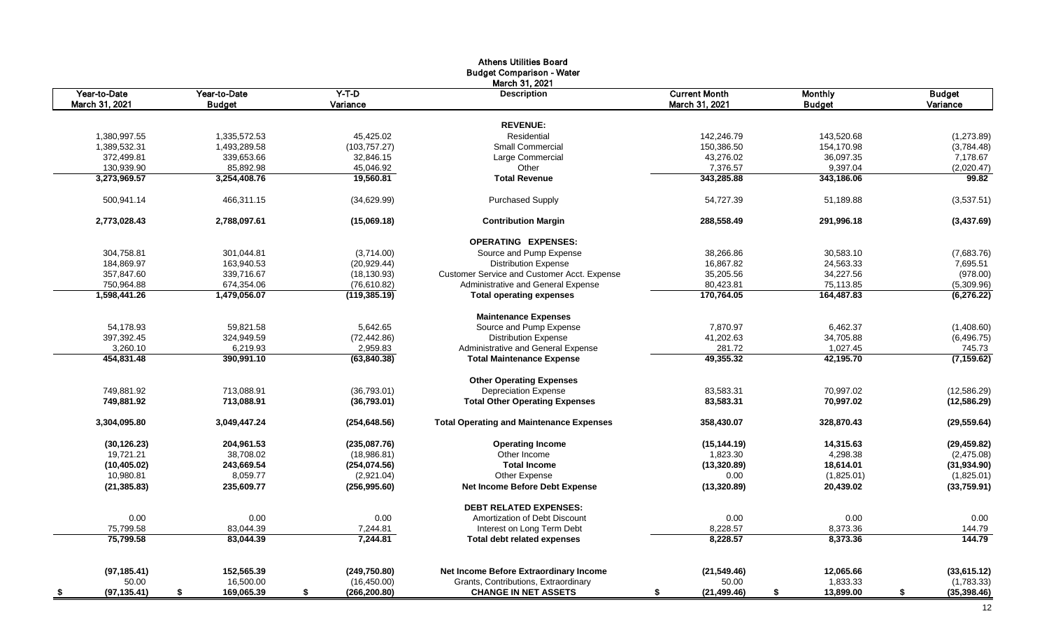# Athens Utilities Board
## Budget Comparison - Water
### March 31, 2021

| Year-to-Date March 31, 2021 | Year-to-Date Budget | Y-T-D Variance | Description | Current Month March 31, 2021 | Monthly Budget | Budget Variance |
|---|---|---|---|---|---|---|
| | | | **REVENUE:** | | | |
| 1,380,997.55 | 1,335,572.53 | 45,425.02 | Residential | 142,246.79 | 143,520.68 | (1,273.89) |
| 1,389,532.31 | 1,493,289.58 | (103,757.27) | Small Commercial | 150,386.50 | 154,170.98 | (3,784.48) |
| 372,499.81 | 339,653.66 | 32,846.15 | Large Commercial | 43,276.02 | 36,097.35 | 7,178.67 |
| 130,939.90 | 85,892.98 | 45,046.92 | Other | 7,376.57 | 9,397.04 | (2,020.47) |
| **3,273,969.57** | **3,254,408.76** | **19,560.81** | **Total Revenue** | **343,285.88** | **343,186.06** | **99.82** |
| 500,941.14 | 466,311.15 | (34,629.99) | Purchased Supply | 54,727.39 | 51,189.88 | (3,537.51) |
| **2,773,028.43** | **2,788,097.61** | **(15,069.18)** | **Contribution Margin** | **288,558.49** | **291,996.18** | **(3,437.69)** |
| | | | **OPERATING EXPENSES:** | | | |
| 304,758.81 | 301,044.81 | (3,714.00) | Source and Pump Expense | 38,266.86 | 30,583.10 | (7,683.76) |
| 184,869.97 | 163,940.53 | (20,929.44) | Distribution Expense | 16,867.82 | 24,563.33 | 7,695.51 |
| 357,847.60 | 339,716.67 | (18,130.93) | Customer Service and Customer Acct. Expense | 35,205.56 | 34,227.56 | (978.00) |
| 750,964.88 | 674,354.06 | (76,610.82) | Administrative and General Expense | 80,423.81 | 75,113.85 | (5,309.96) |
| **1,598,441.26** | **1,479,056.07** | **(119,385.19)** | **Total operating expenses** | **170,764.05** | **164,487.83** | **(6,276.22)** |
| | | | **Maintenance Expenses** | | | |
| 54,178.93 | 59,821.58 | 5,642.65 | Source and Pump Expense | 7,870.97 | 6,462.37 | (1,408.60) |
| 397,392.45 | 324,949.59 | (72,442.86) | Distribution Expense | 41,202.63 | 34,705.88 | (6,496.75) |
| 3,260.10 | 6,219.93 | 2,959.83 | Administrative and General Expense | 281.72 | 1,027.45 | 745.73 |
| **454,831.48** | **390,991.10** | **(63,840.38)** | **Total Maintenance Expense** | **49,355.32** | **42,195.70** | **(7,159.62)** |
| | | | **Other Operating Expenses** | | | |
| 749,881.92 | 713,088.91 | (36,793.01) | Depreciation Expense | 83,583.31 | 70,997.02 | (12,586.29) |
| **749,881.92** | **713,088.91** | **(36,793.01)** | **Total Other Operating Expenses** | **83,583.31** | **70,997.02** | **(12,586.29)** |
| **3,304,095.80** | **3,049,447.24** | **(254,648.56)** | **Total Operating and Maintenance Expenses** | **358,430.07** | **328,870.43** | **(29,559.64)** |
| **(30,126.23)** | **204,961.53** | **(235,087.76)** | **Operating Income** | **(15,144.19)** | **14,315.63** | **(29,459.82)** |
| 19,721.21 | 38,708.02 | (18,986.81) | Other Income | 1,823.30 | 4,298.38 | (2,475.08) |
| **(10,405.02)** | **243,669.54** | **(254,074.56)** | **Total Income** | **(13,320.89)** | **18,614.01** | **(31,934.90)** |
| 10,980.81 | 8,059.77 | (2,921.04) | Other Expense | 0.00 | (1,825.01) | (1,825.01) |
| **(21,385.83)** | **235,609.77** | **(256,995.60)** | **Net Income Before Debt Expense** | **(13,320.89)** | **20,439.02** | **(33,759.91)** |
| | | | **DEBT RELATED EXPENSES:** | | | |
| 0.00 | 0.00 | 0.00 | Amortization of Debt Discount | 0.00 | 0.00 | 0.00 |
| 75,799.58 | 83,044.39 | 7,244.81 | Interest on Long Term Debt | 8,228.57 | 8,373.36 | 144.79 |
| **75,799.58** | **83,044.39** | **7,244.81** | **Total debt related expenses** | **8,228.57** | **8,373.36** | **144.79** |
| **(97,185.41)** | **152,565.39** | **(249,750.80)** | **Net Income Before Extraordinary Income** | **(21,549.46)** | **12,065.66** | **(33,615.12)** |
| 50.00 | 16,500.00 | (16,450.00) | Grants, Contributions, Extraordinary | 50.00 | 1,833.33 | (1,783.33) |
| **$ (97,135.41)** | **$ 169,065.39** | **$ (266,200.80)** | **CHANGE IN NET ASSETS** | **$ (21,499.46)** | **$ 13,899.00** | **$ (35,398.46)** |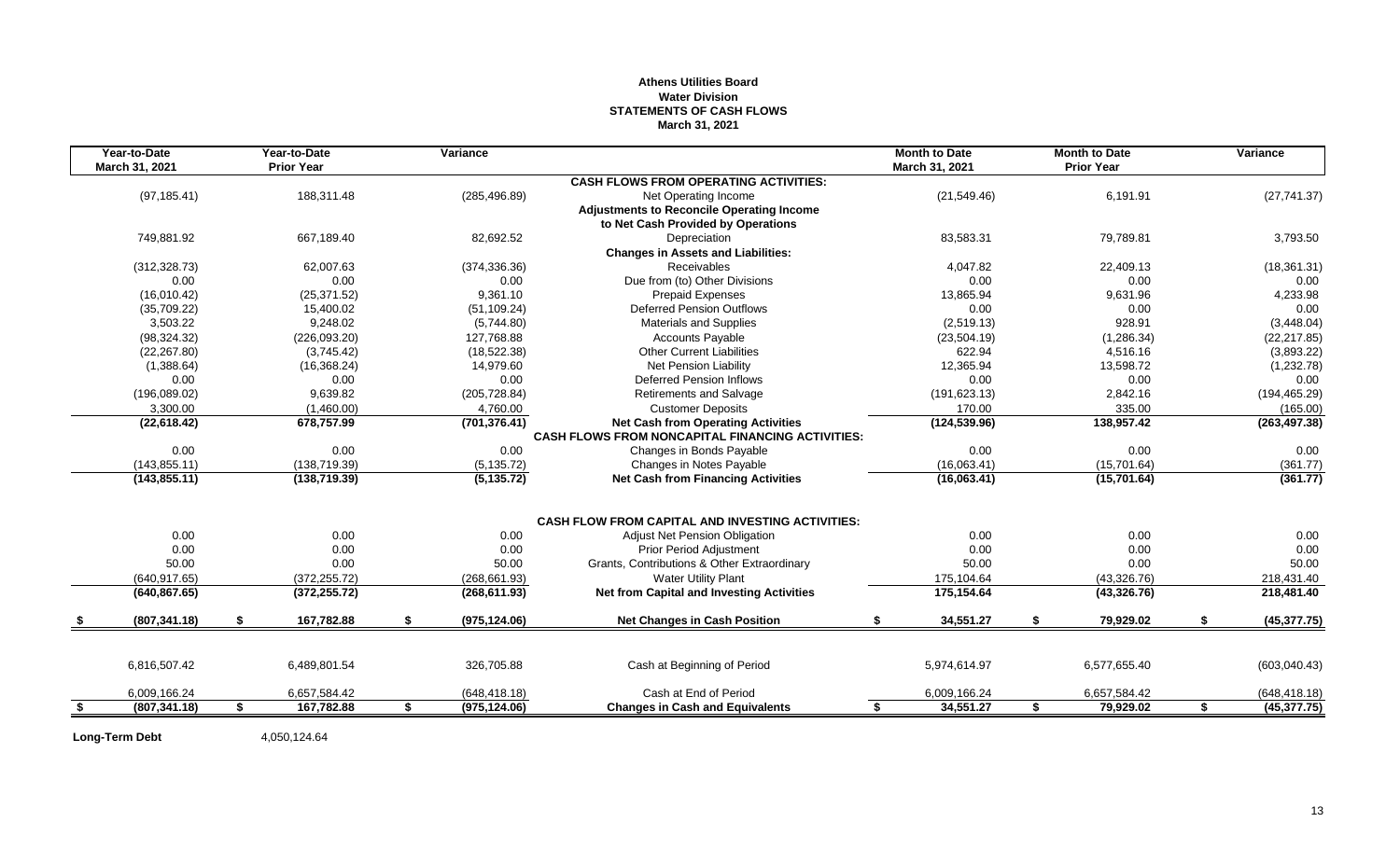**Athens Utilities Board**
**Water Division**
**STATEMENTS OF CASH FLOWS**
**March 31, 2021**

| Year-to-Date March 31, 2021 | Year-to-Date Prior Year | Variance | | Month to Date March 31, 2021 | Month to Date Prior Year | Variance |
|---|---|---|---|---|---|---|
| | | | **CASH FLOWS FROM OPERATING ACTIVITIES:** | | | |
| (97,185.41) | 188,311.48 | (285,496.89) | Net Operating Income | (21,549.46) | 6,191.91 | (27,741.37) |
| | | | **Adjustments to Reconcile Operating Income** | | | |
| | | | **to Net Cash Provided by Operations** | | | |
| 749,881.92 | 667,189.40 | 82,692.52 | Depreciation | 83,583.31 | 79,789.81 | 3,793.50 |
| | | | **Changes in Assets and Liabilities:** | | | |
| (312,328.73) | 62,007.63 | (374,336.36) | Receivables | 4,047.82 | 22,409.13 | (18,361.31) |
| 0.00 | 0.00 | 0.00 | Due from (to) Other Divisions | 0.00 | 0.00 | 0.00 |
| (16,010.42) | (25,371.52) | 9,361.10 | Prepaid Expenses | 13,865.94 | 9,631.96 | 4,233.98 |
| (35,709.22) | 15,400.02 | (51,109.24) | Deferred Pension Outflows | 0.00 | 0.00 | 0.00 |
| 3,503.22 | 9,248.02 | (5,744.80) | Materials and Supplies | (2,519.13) | 928.91 | (3,448.04) |
| (98,324.32) | (226,093.20) | 127,768.88 | Accounts Payable | (23,504.19) | (1,286.34) | (22,217.85) |
| (22,267.80) | (3,745.42) | (18,522.38) | Other Current Liabilities | 622.94 | 4,516.16 | (3,893.22) |
| (1,388.64) | (16,368.24) | 14,979.60 | Net Pension Liability | 12,365.94 | 13,598.72 | (1,232.78) |
| 0.00 | 0.00 | 0.00 | Deferred Pension Inflows | 0.00 | 0.00 | 0.00 |
| (196,089.02) | 9,639.82 | (205,728.84) | Retirements and Salvage | (191,623.13) | 2,842.16 | (194,465.29) |
| 3,300.00 | (1,460.00) | 4,760.00 | Customer Deposits | 170.00 | 335.00 | (165.00) |
| **(22,618.42)** | **678,757.99** | **(701,376.41)** | **Net Cash from Operating Activities** | **(124,539.96)** | **138,957.42** | **(263,497.38)** |
| | | | **CASH FLOWS FROM NONCAPITAL FINANCING ACTIVITIES:** | | | |
| 0.00 | 0.00 | 0.00 | Changes in Bonds Payable | 0.00 | 0.00 | 0.00 |
| (143,855.11) | (138,719.39) | (5,135.72) | Changes in Notes Payable | (16,063.41) | (15,701.64) | (361.77) |
| **(143,855.11)** | **(138,719.39)** | **(5,135.72)** | **Net Cash from Financing Activities** | **(16,063.41)** | **(15,701.64)** | **(361.77)** |
| | | | **CASH FLOW FROM CAPITAL AND INVESTING ACTIVITIES:** | | | |
| 0.00 | 0.00 | 0.00 | Adjust Net Pension Obligation | 0.00 | 0.00 | 0.00 |
| 0.00 | 0.00 | 0.00 | Prior Period Adjustment | 0.00 | 0.00 | 0.00 |
| 50.00 | 0.00 | 50.00 | Grants, Contributions & Other Extraordinary | 50.00 | 0.00 | 50.00 |
| (640,917.65) | (372,255.72) | (268,661.93) | Water Utility Plant | 175,104.64 | (43,326.76) | 218,431.40 |
| **(640,867.65)** | **(372,255.72)** | **(268,611.93)** | **Net from Capital and Investing Activities** | **175,154.64** | **(43,326.76)** | **218,481.40** |
| **$ (807,341.18)** | **$ 167,782.88** | **$ (975,124.06)** | **Net Changes in Cash Position** | **$ 34,551.27** | **$ 79,929.02** | **$ (45,377.75)** |
| 6,816,507.42 | 6,489,801.54 | 326,705.88 | Cash at Beginning of Period | 5,974,614.97 | 6,577,655.40 | (603,040.43) |
| 6,009,166.24 | 6,657,584.42 | (648,418.18) | Cash at End of Period | 6,009,166.24 | 6,657,584.42 | (648,418.18) |
| **$ (807,341.18)** | **$ 167,782.88** | **$ (975,124.06)** | **Changes in Cash and Equivalents** | **$ 34,551.27** | **$ 79,929.02** | **$ (45,377.75)** |

**Long-Term Debt** 4,050,124.64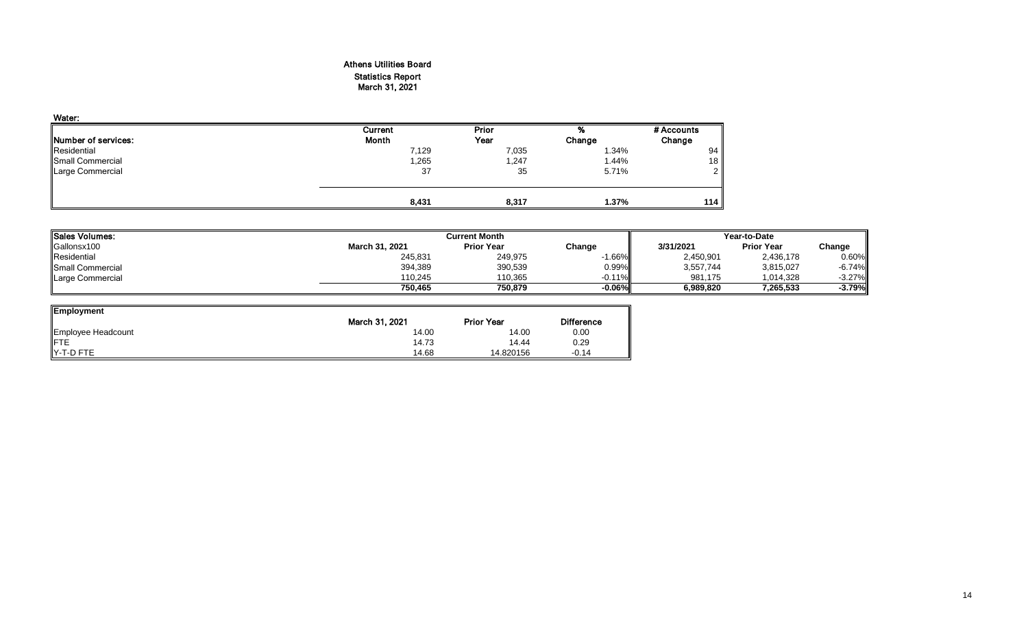# Athens Utilities Board
## Statistics Report
### March 31, 2021

**Water:**

| Number of services: | Current Month | Prior Year | % Change | # Accounts Change |
|---|---|---|---|---|
| Residential | 7,129 | 7,035 | 1.34% | 94 |
| Small Commercial | 1,265 | 1,247 | 1.44% | 18 |
| Large Commercial | 37 | 35 | 5.71% | 2 |
| | **8,431** | **8,317** | **1.37%** | **114** |

| Sales Volumes: | Current Month | | | Year-to-Date | | |
|---|---|---|---|---|---|---|
| Gallonsx100 | March 31, 2021 | Prior Year | Change | 3/31/2021 | Prior Year | Change |
| Residential | 245,831 | 249,975 | -1.66% | 2,450,901 | 2,436,178 | 0.60% |
| Small Commercial | 394,389 | 390,539 | 0.99% | 3,557,744 | 3,815,027 | -6.74% |
| Large Commercial | 110,245 | 110,365 | -0.11% | 981,175 | 1,014,328 | -3.27% |
| | **750,465** | **750,879** | **-0.06%** | **6,989,820** | **7,265,533** | **-3.79%** |

| Employment | March 31, 2021 | Prior Year | Difference |
|---|---|---|---|
| Employee Headcount | 14.00 | 14.00 | 0.00 |
| FTE | 14.73 | 14.44 | 0.29 |
| Y-T-D FTE | 14.68 | 14.820156 | -0.14 |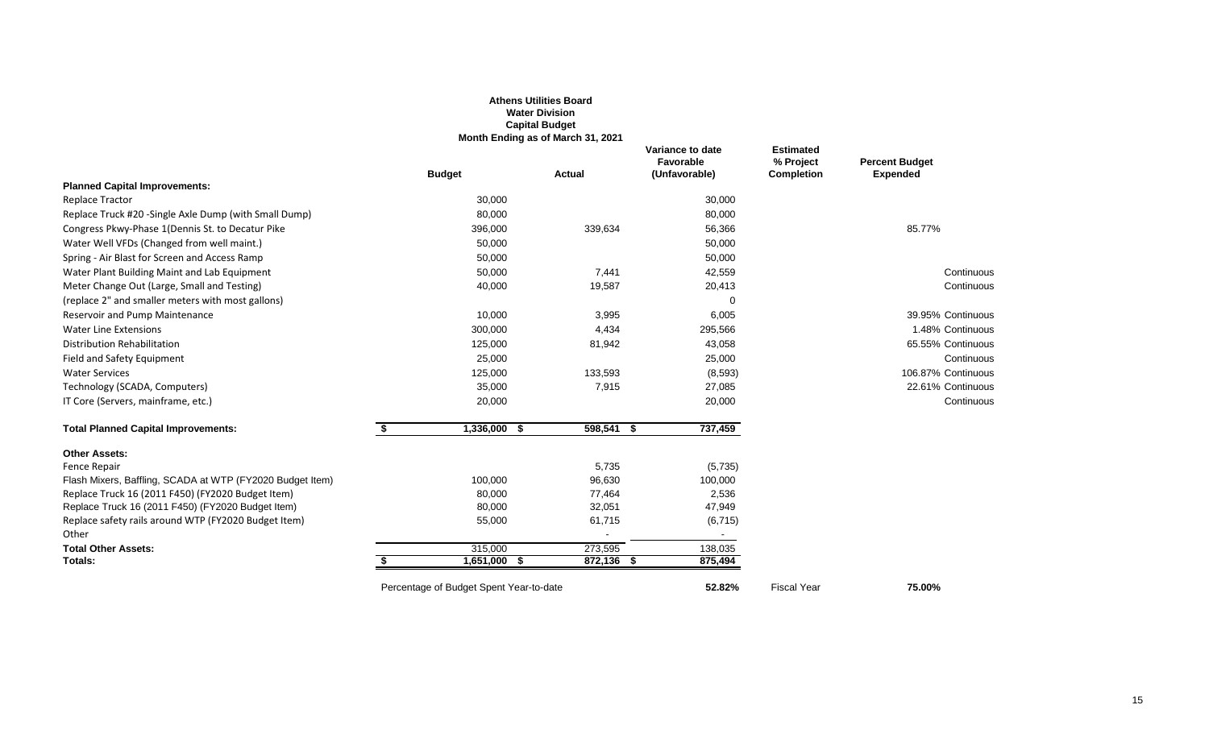# Athens Utilities Board
## Water Division
## Capital Budget
### Month Ending as of March 31, 2021

| | Budget | Actual | Variance to date Favorable (Unfavorable) | Estimated % Project Completion | Percent Budget Expended |
|---|---|---|---|---|---|
| **Planned Capital Improvements:** | | | | | |
| Replace Tractor | 30,000 | | 30,000 | | |
| Replace Truck #20 -Single Axle Dump (with Small Dump) | 80,000 | | 80,000 | | |
| Congress Pkwy-Phase 1(Dennis St. to Decatur Pike | 396,000 | 339,634 | 56,366 | | 85.77% |
| Water Well VFDs (Changed from well maint.) | 50,000 | | 50,000 | | |
| Spring - Air Blast for Screen and Access Ramp | 50,000 | | 50,000 | | |
| Water Plant Building Maint and Lab Equipment | 50,000 | 7,441 | 42,559 | | Continuous |
| Meter Change Out (Large, Small and Testing) | 40,000 | 19,587 | 20,413 | | Continuous |
| (replace 2" and smaller meters with most gallons) | | | 0 | | |
| Reservoir and Pump Maintenance | 10,000 | 3,995 | 6,005 | | 39.95% Continuous |
| Water Line Extensions | 300,000 | 4,434 | 295,566 | | 1.48% Continuous |
| Distribution Rehabilitation | 125,000 | 81,942 | 43,058 | | 65.55% Continuous |
| Field and Safety Equipment | 25,000 | | 25,000 | | Continuous |
| Water Services | 125,000 | 133,593 | (8,593) | | 106.87% Continuous |
| Technology (SCADA, Computers) | 35,000 | 7,915 | 27,085 | | 22.61% Continuous |
| IT Core (Servers, mainframe, etc.) | 20,000 | | 20,000 | | Continuous |
| **Total Planned Capital Improvements:** | **$ 1,336,000** | **$ 598,541** | **$ 737,459** | | |
| **Other Assets:** | | | | | |
| Fence Repair | | 5,735 | (5,735) | | |
| Flash Mixers, Baffling, SCADA at WTP (FY2020 Budget Item) | 100,000 | 96,630 | 100,000 | | |
| Replace Truck 16 (2011 F450) (FY2020 Budget Item) | 80,000 | 77,464 | 2,536 | | |
| Replace Truck 16 (2011 F450) (FY2020 Budget Item) | 80,000 | 32,051 | 47,949 | | |
| Replace safety rails around WTP (FY2020 Budget Item) | 55,000 | 61,715 | (6,715) | | |
| Other | | - | - | | |
| **Total Other Assets:** | 315,000 | 273,595 | 138,035 | | |
| **Totals:** | **$ 1,651,000** | **$ 872,136** | **$ 875,494** | | |
| | Percentage of Budget Spent Year-to-date | | **52.82%** | Fiscal Year | **75.00%** |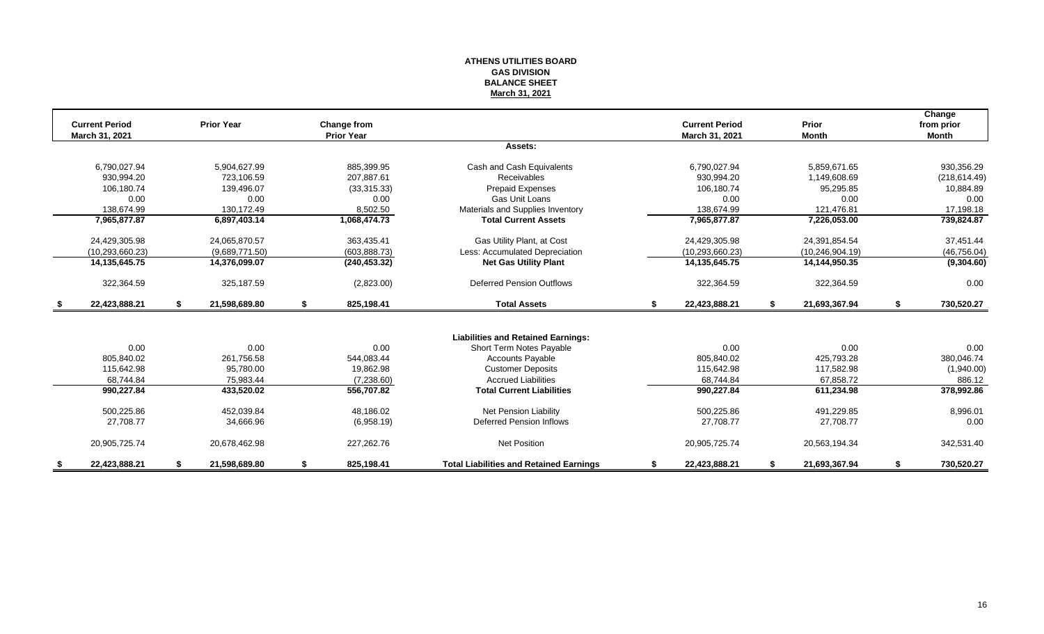# ATHENS UTILITIES BOARD
## GAS DIVISION
## BALANCE SHEET
### March 31, 2021

| Current Period March 31, 2021 | Prior Year | Change from Prior Year | | Current Period March 31, 2021 | Prior Month | Change from prior Month |
|---|---|---|---|---|---|---|
| | | | **Assets:** | | | |
| 6,790,027.94 | 5,904,627.99 | 885,399.95 | Cash and Cash Equivalents | 6,790,027.94 | 5,859,671.65 | 930,356.29 |
| 930,994.20 | 723,106.59 | 207,887.61 | Receivables | 930,994.20 | 1,149,608.69 | (218,614.49) |
| 106,180.74 | 139,496.07 | (33,315.33) | Prepaid Expenses | 106,180.74 | 95,295.85 | 10,884.89 |
| 0.00 | 0.00 | 0.00 | Gas Unit Loans | 0.00 | 0.00 | 0.00 |
| 138,674.99 | 130,172.49 | 8,502.50 | Materials and Supplies Inventory | 138,674.99 | 121,476.81 | 17,198.18 |
| **7,965,877.87** | **6,897,403.14** | **1,068,474.73** | **Total Current Assets** | **7,965,877.87** | **7,226,053.00** | **739,824.87** |
| 24,429,305.98 | 24,065,870.57 | 363,435.41 | Gas Utility Plant, at Cost | 24,429,305.98 | 24,391,854.54 | 37,451.44 |
| (10,293,660.23) | (9,689,771.50) | (603,888.73) | Less: Accumulated Depreciation | (10,293,660.23) | (10,246,904.19) | (46,756.04) |
| **14,135,645.75** | **14,376,099.07** | **(240,453.32)** | **Net Gas Utility Plant** | **14,135,645.75** | **14,144,950.35** | **(9,304.60)** |
| 322,364.59 | 325,187.59 | (2,823.00) | Deferred Pension Outflows | 322,364.59 | 322,364.59 | 0.00 |
| **$ 22,423,888.21** | **$ 21,598,689.80** | **$ 825,198.41** | **Total Assets** | **$ 22,423,888.21** | **$ 21,693,367.94** | **$ 730,520.27** |
| | | | **Liabilities and Retained Earnings:** | | | |
| 0.00 | 0.00 | 0.00 | Short Term Notes Payable | 0.00 | 0.00 | 0.00 |
| 805,840.02 | 261,756.58 | 544,083.44 | Accounts Payable | 805,840.02 | 425,793.28 | 380,046.74 |
| 115,642.98 | 95,780.00 | 19,862.98 | Customer Deposits | 115,642.98 | 117,582.98 | (1,940.00) |
| 68,744.84 | 75,983.44 | (7,238.60) | Accrued Liabilities | 68,744.84 | 67,858.72 | 886.12 |
| **990,227.84** | **433,520.02** | **556,707.82** | **Total Current Liabilities** | **990,227.84** | **611,234.98** | **378,992.86** |
| 500,225.86 | 452,039.84 | 48,186.02 | Net Pension Liability | 500,225.86 | 491,229.85 | 8,996.01 |
| 27,708.77 | 34,666.96 | (6,958.19) | Deferred Pension Inflows | 27,708.77 | 27,708.77 | 0.00 |
| 20,905,725.74 | 20,678,462.98 | 227,262.76 | Net Position | 20,905,725.74 | 20,563,194.34 | 342,531.40 |
| **$ 22,423,888.21** | **$ 21,598,689.80** | **$ 825,198.41** | **Total Liabilities and Retained Earnings** | **$ 22,423,888.21** | **$ 21,693,367.94** | **$ 730,520.27** |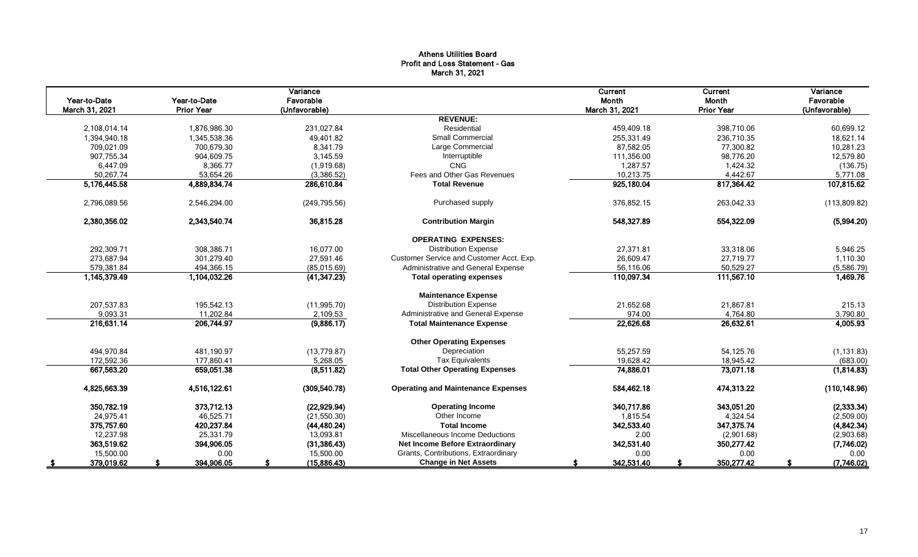# Athens Utilities Board
## Profit and Loss Statement - Gas
### March 31, 2021

| Year-to-Date March 31, 2021 | Year-to-Date Prior Year | Variance Favorable (Unfavorable) | | Current Month March 31, 2021 | Current Month Prior Year | Variance Favorable (Unfavorable) |
|---|---|---|---|---|---|---|
| | | | **REVENUE:** | | | |
| 2,108,014.14 | 1,876,986.30 | 231,027.84 | Residential | 459,409.18 | 398,710.06 | 60,699.12 |
| 1,394,940.18 | 1,345,538.36 | 49,401.82 | Small Commercial | 255,331.49 | 236,710.35 | 18,621.14 |
| 709,021.09 | 700,679.30 | 8,341.79 | Large Commercial | 87,582.05 | 77,300.82 | 10,281.23 |
| 907,755.34 | 904,609.75 | 3,145.59 | Interruptible | 111,356.00 | 98,776.20 | 12,579.80 |
| 6,447.09 | 8,366.77 | (1,919.68) | CNG | 1,287.57 | 1,424.32 | (136.75) |
| 50,267.74 | 53,654.26 | (3,386.52) | Fees and Other Gas Revenues | 10,213.75 | 4,442.67 | 5,771.08 |
| **5,176,445.58** | **4,889,834.74** | **286,610.84** | **Total Revenue** | **925,180.04** | **817,364.42** | **107,815.62** |
| 2,796,089.56 | 2,546,294.00 | (249,795.56) | Purchased supply | 376,852.15 | 263,042.33 | (113,809.82) |
| **2,380,356.02** | **2,343,540.74** | **36,815.28** | **Contribution Margin** | **548,327.89** | **554,322.09** | **(5,994.20)** |
| | | | **OPERATING EXPENSES:** | | | |
| 292,309.71 | 308,386.71 | 16,077.00 | Distribution Expense | 27,371.81 | 33,318.06 | 5,946.25 |
| 273,687.94 | 301,279.40 | 27,591.46 | Customer Service and Customer Acct. Exp. | 26,609.47 | 27,719.77 | 1,110.30 |
| 579,381.84 | 494,366.15 | (85,015.69) | Administrative and General Expense | 56,116.06 | 50,529.27 | (5,586.79) |
| **1,145,379.49** | **1,104,032.26** | **(41,347.23)** | **Total operating expenses** | **110,097.34** | **111,567.10** | **1,469.76** |
| | | | **Maintenance Expense** | | | |
| 207,537.83 | 195,542.13 | (11,995.70) | Distribution Expense | 21,652.68 | 21,867.81 | 215.13 |
| 9,093.31 | 11,202.84 | 2,109.53 | Administrative and General Expense | 974.00 | 4,764.80 | 3,790.80 |
| **216,631.14** | **206,744.97** | **(9,886.17)** | **Total Maintenance Expense** | **22,626.68** | **26,632.61** | **4,005.93** |
| | | | **Other Operating Expenses** | | | |
| 494,970.84 | 481,190.97 | (13,779.87) | Depreciation | 55,257.59 | 54,125.76 | (1,131.83) |
| 172,592.36 | 177,860.41 | 5,268.05 | Tax Equivalents | 19,628.42 | 18,945.42 | (683.00) |
| **667,563.20** | **659,051.38** | **(8,511.82)** | **Total Other Operating Expenses** | **74,886.01** | **73,071.18** | **(1,814.83)** |
| **4,825,663.39** | **4,516,122.61** | **(309,540.78)** | **Operating and Maintenance Expenses** | **584,462.18** | **474,313.22** | **(110,148.96)** |
| **350,782.19** | **373,712.13** | **(22,929.94)** | **Operating Income** | **340,717.86** | **343,051.20** | **(2,333.34)** |
| 24,975.41 | 46,525.71 | (21,550.30) | Other Income | 1,815.54 | 4,324.54 | (2,509.00) |
| **375,757.60** | **420,237.84** | **(44,480.24)** | **Total Income** | **342,533.40** | **347,375.74** | **(4,842.34)** |
| 12,237.98 | 25,331.79 | 13,093.81 | Miscellaneous Income Deductions | 2.00 | (2,901.68) | (2,903.68) |
| **363,519.62** | **394,906.05** | **(31,386.43)** | **Net Income Before Extraordinary** | **342,531.40** | **350,277.42** | **(7,746.02)** |
| 15,500.00 | 0.00 | 15,500.00 | Grants, Contributions, Extraordinary | 0.00 | 0.00 | 0.00 |
| **$ 379,019.62** | **$ 394,906.05** | **$ (15,886.43)** | **Change in Net Assets** | **$ 342,531.40** | **$ 350,277.42** | **$ (7,746.02)** |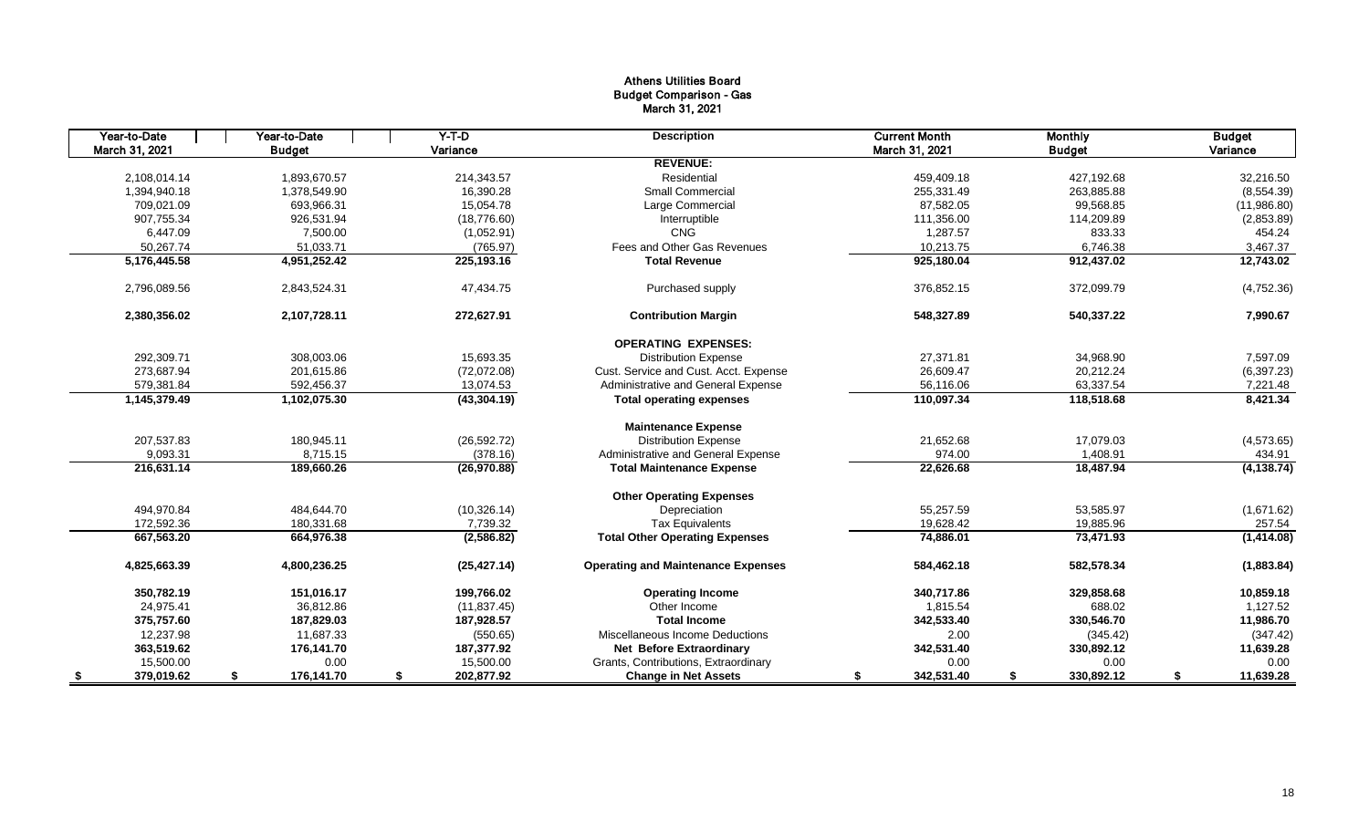# Athens Utilities Board
## Budget Comparison - Gas
### March 31, 2021

| Year-to-Date March 31, 2021 | Year-to-Date Budget | Y-T-D Variance | Description | Current Month March 31, 2021 | Monthly Budget | Budget Variance |
|---|---|---|---|---|---|---|
| | | | **REVENUE:** | | | |
| 2,108,014.14 | 1,893,670.57 | 214,343.57 | Residential | 459,409.18 | 427,192.68 | 32,216.50 |
| 1,394,940.18 | 1,378,549.90 | 16,390.28 | Small Commercial | 255,331.49 | 263,885.88 | (8,554.39) |
| 709,021.09 | 693,966.31 | 15,054.78 | Large Commercial | 87,582.05 | 99,568.85 | (11,986.80) |
| 907,755.34 | 926,531.94 | (18,776.60) | Interruptible | 111,356.00 | 114,209.89 | (2,853.89) |
| 6,447.09 | 7,500.00 | (1,052.91) | CNG | 1,287.57 | 833.33 | 454.24 |
| 50,267.74 | 51,033.71 | (765.97) | Fees and Other Gas Revenues | 10,213.75 | 6,746.38 | 3,467.37 |
| **5,176,445.58** | **4,951,252.42** | **225,193.16** | **Total Revenue** | **925,180.04** | **912,437.02** | **12,743.02** |
| 2,796,089.56 | 2,843,524.31 | 47,434.75 | Purchased supply | 376,852.15 | 372,099.79 | (4,752.36) |
| **2,380,356.02** | **2,107,728.11** | **272,627.91** | **Contribution Margin** | **548,327.89** | **540,337.22** | **7,990.67** |
| | | | **OPERATING EXPENSES:** | | | |
| 292,309.71 | 308,003.06 | 15,693.35 | Distribution Expense | 27,371.81 | 34,968.90 | 7,597.09 |
| 273,687.94 | 201,615.86 | (72,072.08) | Cust. Service and Cust. Acct. Expense | 26,609.47 | 20,212.24 | (6,397.23) |
| 579,381.84 | 592,456.37 | 13,074.53 | Administrative and General Expense | 56,116.06 | 63,337.54 | 7,221.48 |
| **1,145,379.49** | **1,102,075.30** | **(43,304.19)** | **Total operating expenses** | **110,097.34** | **118,518.68** | **8,421.34** |
| | | | **Maintenance Expense** | | | |
| 207,537.83 | 180,945.11 | (26,592.72) | Distribution Expense | 21,652.68 | 17,079.03 | (4,573.65) |
| 9,093.31 | 8,715.15 | (378.16) | Administrative and General Expense | 974.00 | 1,408.91 | 434.91 |
| **216,631.14** | **189,660.26** | **(26,970.88)** | **Total Maintenance Expense** | **22,626.68** | **18,487.94** | **(4,138.74)** |
| | | | **Other Operating Expenses** | | | |
| 494,970.84 | 484,644.70 | (10,326.14) | Depreciation | 55,257.59 | 53,585.97 | (1,671.62) |
| 172,592.36 | 180,331.68 | 7,739.32 | Tax Equivalents | 19,628.42 | 19,885.96 | 257.54 |
| **667,563.20** | **664,976.38** | **(2,586.82)** | **Total Other Operating Expenses** | **74,886.01** | **73,471.93** | **(1,414.08)** |
| **4,825,663.39** | **4,800,236.25** | **(25,427.14)** | **Operating and Maintenance Expenses** | **584,462.18** | **582,578.34** | **(1,883.84)** |
| **350,782.19** | **151,016.17** | **199,766.02** | **Operating Income** | **340,717.86** | **329,858.68** | **10,859.18** |
| 24,975.41 | 36,812.86 | (11,837.45) | Other Income | 1,815.54 | 688.02 | 1,127.52 |
| **375,757.60** | **187,829.03** | **187,928.57** | **Total Income** | **342,533.40** | **330,546.70** | **11,986.70** |
| 12,237.98 | 11,687.33 | (550.65) | Miscellaneous Income Deductions | 2.00 | (345.42) | (347.42) |
| **363,519.62** | **176,141.70** | **187,377.92** | **Net Before Extraordinary** | **342,531.40** | **330,892.12** | **11,639.28** |
| 15,500.00 | 0.00 | 15,500.00 | Grants, Contributions, Extraordinary | 0.00 | 0.00 | 0.00 |
| **$ 379,019.62** | **$ 176,141.70** | **$ 202,877.92** | **Change in Net Assets** | **$ 342,531.40** | **$ 330,892.12** | **$ 11,639.28** |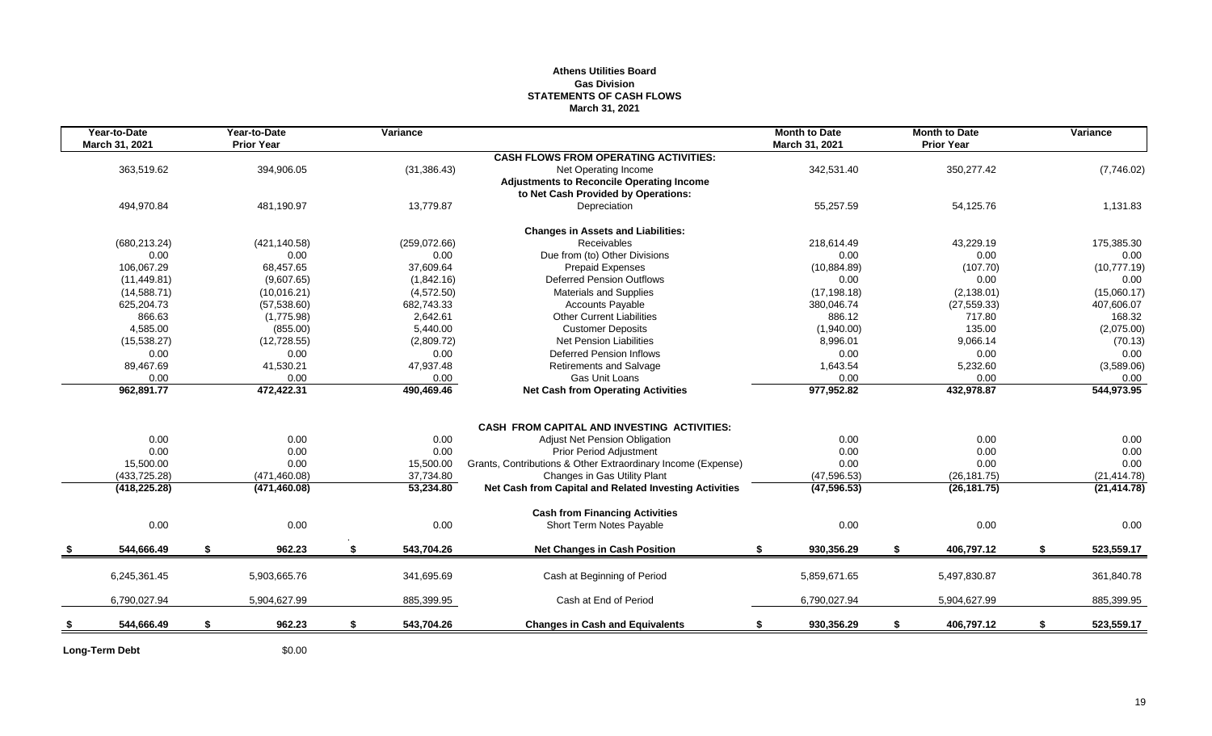**Athens Utilities Board**
**Gas Division**
**STATEMENTS OF CASH FLOWS**
**March 31, 2021**

| Year-to-Date March 31, 2021 | Year-to-Date Prior Year | Variance | | Month to Date March 31, 2021 | Month to Date Prior Year | Variance |
|---|---|---|---|---|---|---|
| | | | **CASH FLOWS FROM OPERATING ACTIVITIES:** | | | |
| 363,519.62 | 394,906.05 | (31,386.43) | Net Operating Income | 342,531.40 | 350,277.42 | (7,746.02) |
| | | | **Adjustments to Reconcile Operating Income to Net Cash Provided by Operations:** | | | |
| 494,970.84 | 481,190.97 | 13,779.87 | Depreciation | 55,257.59 | 54,125.76 | 1,131.83 |
| | | | **Changes in Assets and Liabilities:** | | | |
| (680,213.24) | (421,140.58) | (259,072.66) | Receivables | 218,614.49 | 43,229.19 | 175,385.30 |
| 0.00 | 0.00 | 0.00 | Due from (to) Other Divisions | 0.00 | 0.00 | 0.00 |
| 106,067.29 | 68,457.65 | 37,609.64 | Prepaid Expenses | (10,884.89) | (107.70) | (10,777.19) |
| (11,449.81) | (9,607.65) | (1,842.16) | Deferred Pension Outflows | 0.00 | 0.00 | 0.00 |
| (14,588.71) | (10,016.21) | (4,572.50) | Materials and Supplies | (17,198.18) | (2,138.01) | (15,060.17) |
| 625,204.73 | (57,538.60) | 682,743.33 | Accounts Payable | 380,046.74 | (27,559.33) | 407,606.07 |
| 866.63 | (1,775.98) | 2,642.61 | Other Current Liabilities | 886.12 | 717.80 | 168.32 |
| 4,585.00 | (855.00) | 5,440.00 | Customer Deposits | (1,940.00) | 135.00 | (2,075.00) |
| (15,538.27) | (12,728.55) | (2,809.72) | Net Pension Liabilities | 8,996.01 | 9,066.14 | (70.13) |
| 0.00 | 0.00 | 0.00 | Deferred Pension Inflows | 0.00 | 0.00 | 0.00 |
| 89,467.69 | 41,530.21 | 47,937.48 | Retirements and Salvage | 1,643.54 | 5,232.60 | (3,589.06) |
| 0.00 | 0.00 | 0.00 | Gas Unit Loans | 0.00 | 0.00 | 0.00 |
| **962,891.77** | **472,422.31** | **490,469.46** | **Net Cash from Operating Activities** | **977,952.82** | **432,978.87** | **544,973.95** |
| | | | **CASH FROM CAPITAL AND INVESTING ACTIVITIES:** | | | |
| 0.00 | 0.00 | 0.00 | Adjust Net Pension Obligation | 0.00 | 0.00 | 0.00 |
| 0.00 | 0.00 | 0.00 | Prior Period Adjustment | 0.00 | 0.00 | 0.00 |
| 15,500.00 | 0.00 | 15,500.00 | Grants, Contributions & Other Extraordinary Income (Expense) | 0.00 | 0.00 | 0.00 |
| (433,725.28) | (471,460.08) | 37,734.80 | Changes in Gas Utility Plant | (47,596.53) | (26,181.75) | (21,414.78) |
| **(418,225.28)** | **(471,460.08)** | **53,234.80** | **Net Cash from Capital and Related Investing Activities** | **(47,596.53)** | **(26,181.75)** | **(21,414.78)** |
| | | | **Cash from Financing Activities** | | | |
| 0.00 | 0.00 | 0.00 | Short Term Notes Payable | 0.00 | 0.00 | 0.00 |
| **$ 544,666.49** | **$ 962.23** | **$ 543,704.26** | **Net Changes in Cash Position** | **$ 930,356.29** | **$ 406,797.12** | **$ 523,559.17** |
| 6,245,361.45 | 5,903,665.76 | 341,695.69 | Cash at Beginning of Period | 5,859,671.65 | 5,497,830.87 | 361,840.78 |
| 6,790,027.94 | 5,904,627.99 | 885,399.95 | Cash at End of Period | 6,790,027.94 | 5,904,627.99 | 885,399.95 |
| **$ 544,666.49** | **$ 962.23** | **$ 543,704.26** | **Changes in Cash and Equivalents** | **$ 930,356.29** | **$ 406,797.12** | **$ 523,559.17** |

**Long-Term Debt** $0.00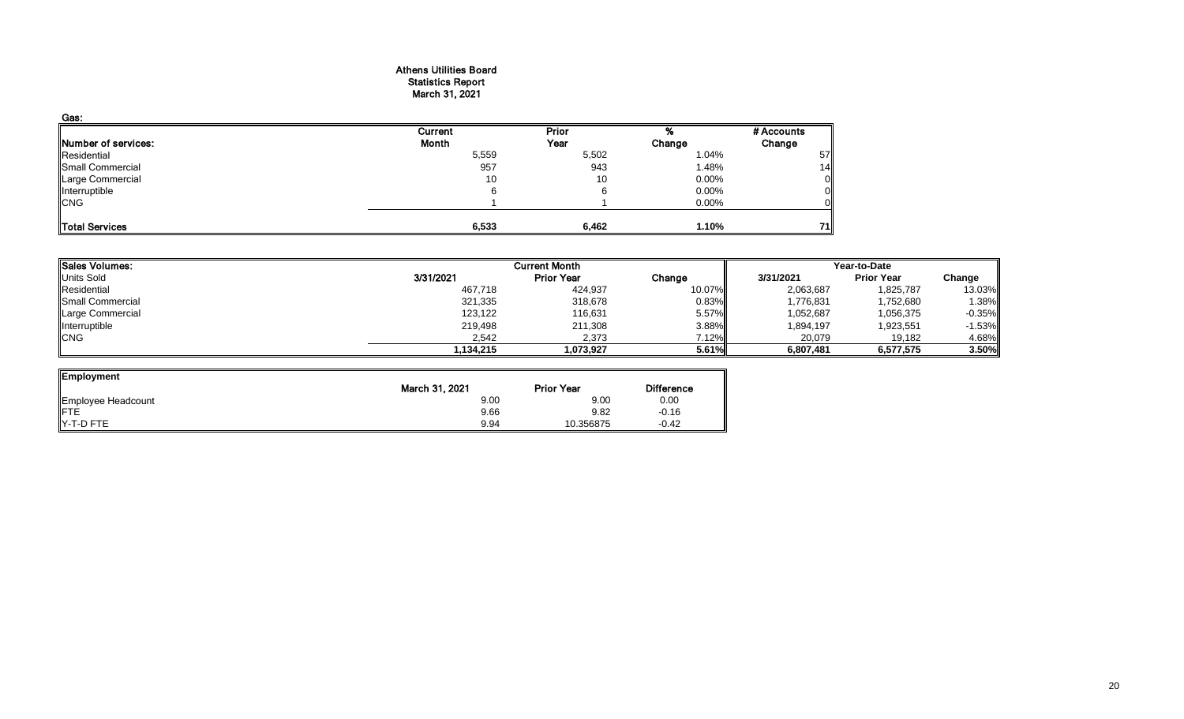# Athens Utilities Board
## Statistics Report
## March 31, 2021

**Gas:**

| Number of services: | Current Month | Prior Year | % Change | # Accounts Change |
|---|---|---|---|---|
| Residential | 5,559 | 5,502 | 1.04% | 57 |
| Small Commercial | 957 | 943 | 1.48% | 14 |
| Large Commercial | 10 | 10 | 0.00% | 0 |
| Interruptible | 6 | 6 | 0.00% | 0 |
| CNG | 1 | 1 | 0.00% | 0 |
| **Total Services** | **6,533** | **6,462** | **1.10%** | **71** |

| Sales Volumes: | Current Month | | | Year-to-Date | | |
|---|---|---|---|---|---|---|
| Units Sold | 3/31/2021 | Prior Year | Change | 3/31/2021 | Prior Year | Change |
| Residential | 467,718 | 424,937 | 10.07% | 2,063,687 | 1,825,787 | 13.03% |
| Small Commercial | 321,335 | 318,678 | 0.83% | 1,776,831 | 1,752,680 | 1.38% |
| Large Commercial | 123,122 | 116,631 | 5.57% | 1,052,687 | 1,056,375 | -0.35% |
| Interruptible | 219,498 | 211,308 | 3.88% | 1,894,197 | 1,923,551 | -1.53% |
| CNG | 2,542 | 2,373 | 7.12% | 20,079 | 19,182 | 4.68% |
| | **1,134,215** | **1,073,927** | **5.61%** | **6,807,481** | **6,577,575** | **3.50%** |

| Employment | March 31, 2021 | Prior Year | Difference |
|---|---|---|---|
| Employee Headcount | 9.00 | 9.00 | 0.00 |
| FTE | 9.66 | 9.82 | -0.16 |
| Y-T-D FTE | 9.94 | 10.356875 | -0.42 |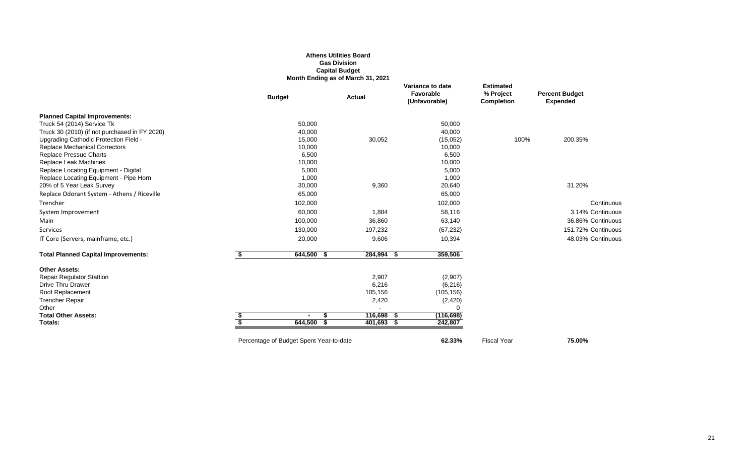**Athens Utilities Board**
**Gas Division**
**Capital Budget**
**Month Ending as of March 31, 2021**

| | Budget | Actual | Variance to date Favorable (Unfavorable) | Estimated % Project Completion | Percent Budget Expended | |
|---|---|---|---|---|---|---|
| **Planned Capital Improvements:** | | | | | | |
| Truck 54 (2014) Service Tk | 50,000 | | 50,000 | | | |
| Truck 30 (2010) (if not purchased in FY 2020) | 40,000 | | 40,000 | | | |
| Upgrading Cathodic Protection Field - | 15,000 | 30,052 | (15,052) | 100% | 200.35% | |
| Replace Mechanical Correctors | 10,000 | | 10,000 | | | |
| Replace Pressue Charts | 6,500 | | 6,500 | | | |
| Replace Leak Machines | 10,000 | | 10,000 | | | |
| Replace Locating Equipment - Digital | 5,000 | | 5,000 | | | |
| Replace Locating Equipment - Pipe Horn | 1,000 | | 1,000 | | | |
| 20% of 5 Year Leak Survey | 30,000 | 9,360 | 20,640 | | 31.20% | |
| Replace Odorant System - Athens / Riceville | 65,000 | | 65,000 | | | |
| Trencher | 102,000 | | 102,000 | | | Continuous |
| System Improvement | 60,000 | 1,884 | 58,116 | | 3.14% | Continuous |
| Main | 100,000 | 36,860 | 63,140 | | 36.86% | Continuous |
| Services | 130,000 | 197,232 | (67,232) | | 151.72% | Continuous |
| IT Core (Servers, mainframe, etc.) | 20,000 | 9,606 | 10,394 | | 48.03% | Continuous |
| **Total Planned Capital Improvements:** | $ 644,500 | $ 284,994 | $ 359,506 | | | |
| **Other Assets:** | | | | | | |
| Repair Regulator Stattion | | 2,907 | (2,907) | | | |
| Drive Thru Drawer | | 6,216 | (6,216) | | | |
| Roof Replacement | | 105,156 | (105,156) | | | |
| Trencher Repair | | 2,420 | (2,420) | | | |
| Other | | - | 0 | | | |
| **Total Other Assets:** | $ - | $ 116,698 | $ (116,698) | | | |
| **Totals:** | $ 644,500 | $ 401,693 | $ 242,807 | | | |
| | Percentage of Budget Spent Year-to-date | | **62.33%** | Fiscal Year | **75.00%** | |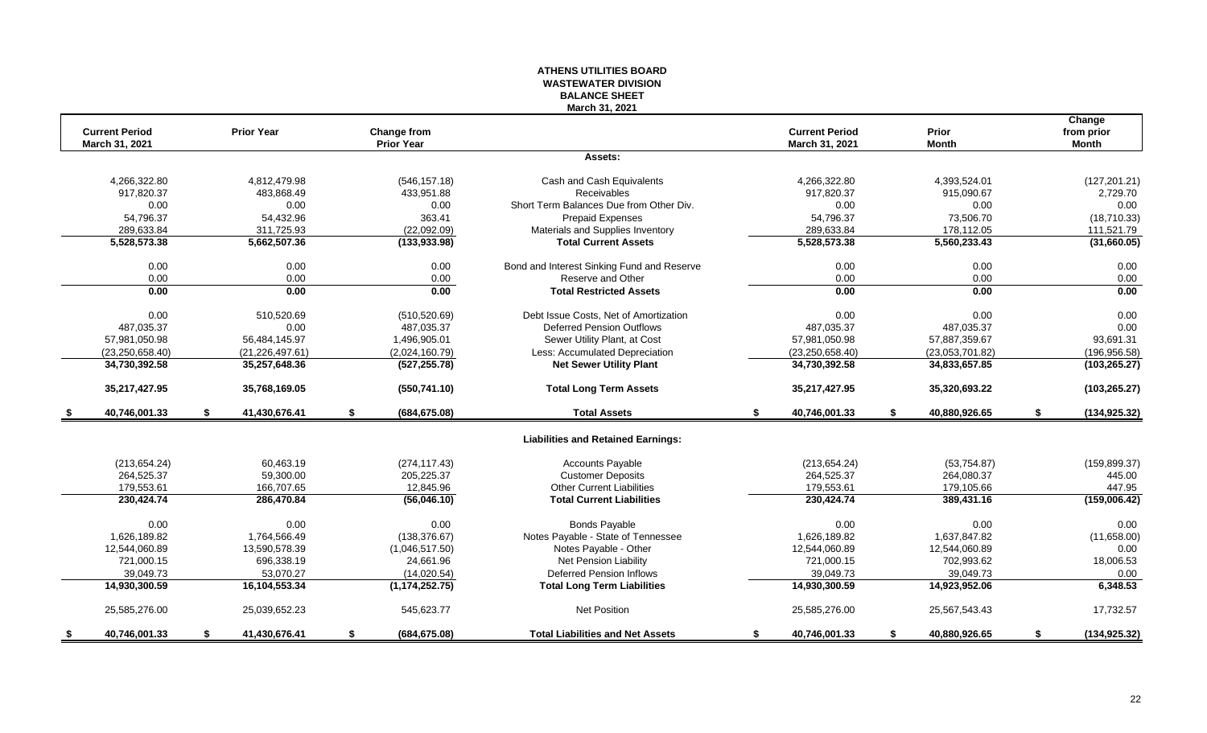# ATHENS UTILITIES BOARD
## WASTEWATER DIVISION
## BALANCE SHEET
### March 31, 2021

| Current Period March 31, 2021 | Prior Year | Change from Prior Year | | Current Period March 31, 2021 | Prior Month | Change from prior Month |
|---|---|---|---|---|---|---|
| | | | **Assets:** | | | |
| 4,266,322.80 | 4,812,479.98 | (546,157.18) | Cash and Cash Equivalents | 4,266,322.80 | 4,393,524.01 | (127,201.21) |
| 917,820.37 | 483,868.49 | 433,951.88 | Receivables | 917,820.37 | 915,090.67 | 2,729.70 |
| 0.00 | 0.00 | 0.00 | Short Term Balances Due from Other Div. | 0.00 | 0.00 | 0.00 |
| 54,796.37 | 54,432.96 | 363.41 | Prepaid Expenses | 54,796.37 | 73,506.70 | (18,710.33) |
| 289,633.84 | 311,725.93 | (22,092.09) | Materials and Supplies Inventory | 289,633.84 | 178,112.05 | 111,521.79 |
| **5,528,573.38** | **5,662,507.36** | **(133,933.98)** | **Total Current Assets** | **5,528,573.38** | **5,560,233.43** | **(31,660.05)** |
| 0.00 | 0.00 | 0.00 | Bond and Interest Sinking Fund and Reserve | 0.00 | 0.00 | 0.00 |
| 0.00 | 0.00 | 0.00 | Reserve and Other | 0.00 | 0.00 | 0.00 |
| **0.00** | **0.00** | **0.00** | **Total Restricted Assets** | **0.00** | **0.00** | **0.00** |
| 0.00 | 510,520.69 | (510,520.69) | Debt Issue Costs, Net of Amortization | 0.00 | 0.00 | 0.00 |
| 487,035.37 | 0.00 | 487,035.37 | Deferred Pension Outflows | 487,035.37 | 487,035.37 | 0.00 |
| 57,981,050.98 | 56,484,145.97 | 1,496,905.01 | Sewer Utility Plant, at Cost | 57,981,050.98 | 57,887,359.67 | 93,691.31 |
| (23,250,658.40) | (21,226,497.61) | (2,024,160.79) | Less: Accumulated Depreciation | (23,250,658.40) | (23,053,701.82) | (196,956.58) |
| **34,730,392.58** | **35,257,648.36** | **(527,255.78)** | **Net Sewer Utility Plant** | **34,730,392.58** | **34,833,657.85** | **(103,265.27)** |
| **35,217,427.95** | **35,768,169.05** | **(550,741.10)** | **Total Long Term Assets** | **35,217,427.95** | **35,320,693.22** | **(103,265.27)** |
| **$ 40,746,001.33** | **$ 41,430,676.41** | **$ (684,675.08)** | **Total Assets** | **$ 40,746,001.33** | **$ 40,880,926.65** | **$ (134,925.32)** |
| | | | **Liabilities and Retained Earnings:** | | | |
| (213,654.24) | 60,463.19 | (274,117.43) | Accounts Payable | (213,654.24) | (53,754.87) | (159,899.37) |
| 264,525.37 | 59,300.00 | 205,225.37 | Customer Deposits | 264,525.37 | 264,080.37 | 445.00 |
| 179,553.61 | 166,707.65 | 12,845.96 | Other Current Liabilities | 179,553.61 | 179,105.66 | 447.95 |
| **230,424.74** | **286,470.84** | **(56,046.10)** | **Total Current Liabilities** | **230,424.74** | **389,431.16** | **(159,006.42)** |
| 0.00 | 0.00 | 0.00 | Bonds Payable | 0.00 | 0.00 | 0.00 |
| 1,626,189.82 | 1,764,566.49 | (138,376.67) | Notes Payable - State of Tennessee | 1,626,189.82 | 1,637,847.82 | (11,658.00) |
| 12,544,060.89 | 13,590,578.39 | (1,046,517.50) | Notes Payable - Other | 12,544,060.89 | 12,544,060.89 | 0.00 |
| 721,000.15 | 696,338.19 | 24,661.96 | Net Pension Liability | 721,000.15 | 702,993.62 | 18,006.53 |
| 39,049.73 | 53,070.27 | (14,020.54) | Deferred Pension Inflows | 39,049.73 | 39,049.73 | 0.00 |
| **14,930,300.59** | **16,104,553.34** | **(1,174,252.75)** | **Total Long Term Liabilities** | **14,930,300.59** | **14,923,952.06** | **6,348.53** |
| 25,585,276.00 | 25,039,652.23 | 545,623.77 | Net Position | 25,585,276.00 | 25,567,543.43 | 17,732.57 |
| **$ 40,746,001.33** | **$ 41,430,676.41** | **$ (684,675.08)** | **Total Liabilities and Net Assets** | **$ 40,746,001.33** | **$ 40,880,926.65** | **$ (134,925.32)** |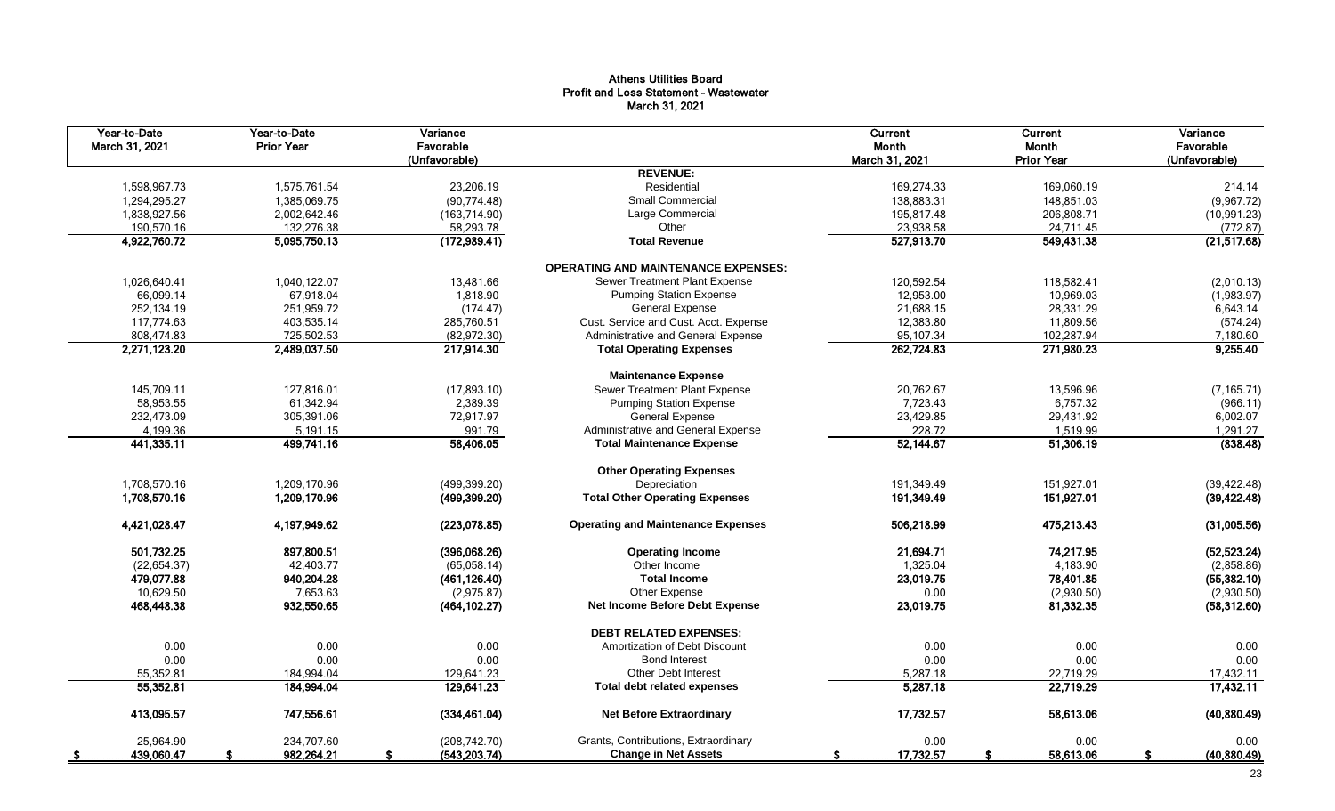# Athens Utilities Board
## Profit and Loss Statement - Wastewater
### March 31, 2021

| Year-to-Date March 31, 2021 | Year-to-Date Prior Year | Variance Favorable (Unfavorable) | | Current Month March 31, 2021 | Current Month Prior Year | Variance Favorable (Unfavorable) |
|---|---|---|---|---|---|---|
| | | | **REVENUE:** | | | |
| 1,598,967.73 | 1,575,761.54 | 23,206.19 | Residential | 169,274.33 | 169,060.19 | 214.14 |
| 1,294,295.27 | 1,385,069.75 | (90,774.48) | Small Commercial | 138,883.31 | 148,851.03 | (9,967.72) |
| 1,838,927.56 | 2,002,642.46 | (163,714.90) | Large Commercial | 195,817.48 | 206,808.71 | (10,991.23) |
| 190,570.16 | 132,276.38 | 58,293.78 | Other | 23,938.58 | 24,711.45 | (772.87) |
| **4,922,760.72** | **5,095,750.13** | **(172,989.41)** | **Total Revenue** | **527,913.70** | **549,431.38** | **(21,517.68)** |
| | | | **OPERATING AND MAINTENANCE EXPENSES:** | | | |
| 1,026,640.41 | 1,040,122.07 | 13,481.66 | Sewer Treatment Plant Expense | 120,592.54 | 118,582.41 | (2,010.13) |
| 66,099.14 | 67,918.04 | 1,818.90 | Pumping Station Expense | 12,953.00 | 10,969.03 | (1,983.97) |
| 252,134.19 | 251,959.72 | (174.47) | General Expense | 21,688.15 | 28,331.29 | 6,643.14 |
| 117,774.63 | 403,535.14 | 285,760.51 | Cust. Service and Cust. Acct. Expense | 12,383.80 | 11,809.56 | (574.24) |
| 808,474.83 | 725,502.53 | (82,972.30) | Administrative and General Expense | 95,107.34 | 102,287.94 | 7,180.60 |
| **2,271,123.20** | **2,489,037.50** | **217,914.30** | **Total Operating Expenses** | **262,724.83** | **271,980.23** | **9,255.40** |
| | | | **Maintenance Expense** | | | |
| 145,709.11 | 127,816.01 | (17,893.10) | Sewer Treatment Plant Expense | 20,762.67 | 13,596.96 | (7,165.71) |
| 58,953.55 | 61,342.94 | 2,389.39 | Pumping Station Expense | 7,723.43 | 6,757.32 | (966.11) |
| 232,473.09 | 305,391.06 | 72,917.97 | General Expense | 23,429.85 | 29,431.92 | 6,002.07 |
| 4,199.36 | 5,191.15 | 991.79 | Administrative and General Expense | 228.72 | 1,519.99 | 1,291.27 |
| **441,335.11** | **499,741.16** | **58,406.05** | **Total Maintenance Expense** | **52,144.67** | **51,306.19** | **(838.48)** |
| | | | **Other Operating Expenses** | | | |
| 1,708,570.16 | 1,209,170.96 | (499,399.20) | Depreciation | 191,349.49 | 151,927.01 | (39,422.48) |
| **1,708,570.16** | **1,209,170.96** | **(499,399.20)** | **Total Other Operating Expenses** | **191,349.49** | **151,927.01** | **(39,422.48)** |
| **4,421,028.47** | **4,197,949.62** | **(223,078.85)** | **Operating and Maintenance Expenses** | **506,218.99** | **475,213.43** | **(31,005.56)** |
| **501,732.25** | **897,800.51** | **(396,068.26)** | **Operating Income** | **21,694.71** | **74,217.95** | **(52,523.24)** |
| (22,654.37) | 42,403.77 | (65,058.14) | Other Income | 1,325.04 | 4,183.90 | (2,858.86) |
| **479,077.88** | **940,204.28** | **(461,126.40)** | **Total Income** | **23,019.75** | **78,401.85** | **(55,382.10)** |
| 10,629.50 | 7,653.63 | (2,975.87) | Other Expense | 0.00 | (2,930.50) | (2,930.50) |
| **468,448.38** | **932,550.65** | **(464,102.27)** | **Net Income Before Debt Expense** | **23,019.75** | **81,332.35** | **(58,312.60)** |
| | | | **DEBT RELATED EXPENSES:** | | | |
| 0.00 | 0.00 | 0.00 | Amortization of Debt Discount | 0.00 | 0.00 | 0.00 |
| 0.00 | 0.00 | 0.00 | Bond Interest | 0.00 | 0.00 | 0.00 |
| 55,352.81 | 184,994.04 | 129,641.23 | Other Debt Interest | 5,287.18 | 22,719.29 | 17,432.11 |
| **55,352.81** | **184,994.04** | **129,641.23** | **Total debt related expenses** | **5,287.18** | **22,719.29** | **17,432.11** |
| **413,095.57** | **747,556.61** | **(334,461.04)** | **Net Before Extraordinary** | **17,732.57** | **58,613.06** | **(40,880.49)** |
| 25,964.90 | 234,707.60 | (208,742.70) | Grants, Contributions, Extraordinary | 0.00 | 0.00 | 0.00 |
| **$ 439,060.47** | **$ 982,264.21** | **$ (543,203.74)** | **Change in Net Assets** | **$ 17,732.57** | **$ 58,613.06** | **$ (40,880.49)** |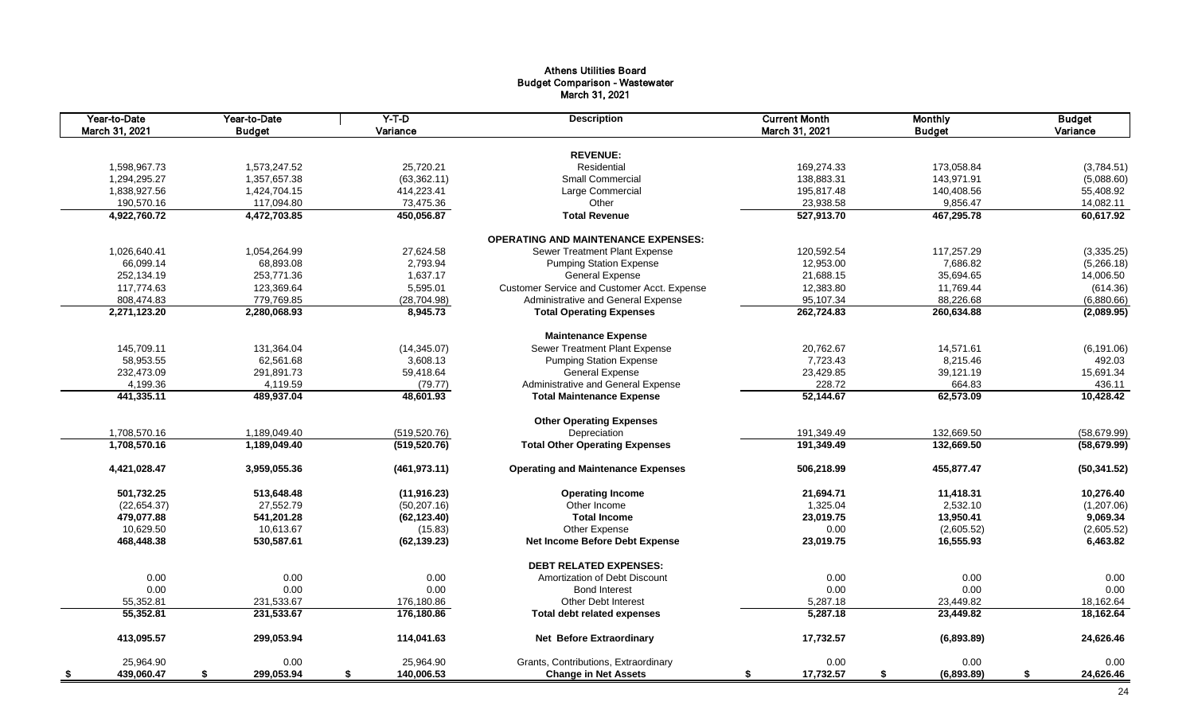# Athens Utilities Board
## Budget Comparison - Wastewater
### March 31, 2021

| Year-to-Date March 31, 2021 | Year-to-Date Budget | Y-T-D Variance | Description | Current Month March 31, 2021 | Monthly Budget | Budget Variance |
|---|---|---|---|---|---|---|
| | | | **REVENUE:** | | | |
| 1,598,967.73 | 1,573,247.52 | 25,720.21 | Residential | 169,274.33 | 173,058.84 | (3,784.51) |
| 1,294,295.27 | 1,357,657.38 | (63,362.11) | Small Commercial | 138,883.31 | 143,971.91 | (5,088.60) |
| 1,838,927.56 | 1,424,704.15 | 414,223.41 | Large Commercial | 195,817.48 | 140,408.56 | 55,408.92 |
| 190,570.16 | 117,094.80 | 73,475.36 | Other | 23,938.58 | 9,856.47 | 14,082.11 |
| **4,922,760.72** | **4,472,703.85** | **450,056.87** | **Total Revenue** | **527,913.70** | **467,295.78** | **60,617.92** |
| | | | **OPERATING AND MAINTENANCE EXPENSES:** | | | |
| 1,026,640.41 | 1,054,264.99 | 27,624.58 | Sewer Treatment Plant Expense | 120,592.54 | 117,257.29 | (3,335.25) |
| 66,099.14 | 68,893.08 | 2,793.94 | Pumping Station Expense | 12,953.00 | 7,686.82 | (5,266.18) |
| 252,134.19 | 253,771.36 | 1,637.17 | General Expense | 21,688.15 | 35,694.65 | 14,006.50 |
| 117,774.63 | 123,369.64 | 5,595.01 | Customer Service and Customer Acct. Expense | 12,383.80 | 11,769.44 | (614.36) |
| 808,474.83 | 779,769.85 | (28,704.98) | Administrative and General Expense | 95,107.34 | 88,226.68 | (6,880.66) |
| **2,271,123.20** | **2,280,068.93** | **8,945.73** | **Total Operating Expenses** | **262,724.83** | **260,634.88** | **(2,089.95)** |
| | | | **Maintenance Expense** | | | |
| 145,709.11 | 131,364.04 | (14,345.07) | Sewer Treatment Plant Expense | 20,762.67 | 14,571.61 | (6,191.06) |
| 58,953.55 | 62,561.68 | 3,608.13 | Pumping Station Expense | 7,723.43 | 8,215.46 | 492.03 |
| 232,473.09 | 291,891.73 | 59,418.64 | General Expense | 23,429.85 | 39,121.19 | 15,691.34 |
| 4,199.36 | 4,119.59 | (79.77) | Administrative and General Expense | 228.72 | 664.83 | 436.11 |
| **441,335.11** | **489,937.04** | **48,601.93** | **Total Maintenance Expense** | **52,144.67** | **62,573.09** | **10,428.42** |
| | | | **Other Operating Expenses** | | | |
| 1,708,570.16 | 1,189,049.40 | (519,520.76) | Depreciation | 191,349.49 | 132,669.50 | (58,679.99) |
| **1,708,570.16** | **1,189,049.40** | **(519,520.76)** | **Total Other Operating Expenses** | **191,349.49** | **132,669.50** | **(58,679.99)** |
| **4,421,028.47** | **3,959,055.36** | **(461,973.11)** | **Operating and Maintenance Expenses** | **506,218.99** | **455,877.47** | **(50,341.52)** |
| **501,732.25** | **513,648.48** | **(11,916.23)** | **Operating Income** | **21,694.71** | **11,418.31** | **10,276.40** |
| (22,654.37) | 27,552.79 | (50,207.16) | Other Income | 1,325.04 | 2,532.10 | (1,207.06) |
| **479,077.88** | **541,201.28** | **(62,123.40)** | **Total Income** | **23,019.75** | **13,950.41** | **9,069.34** |
| 10,629.50 | 10,613.67 | (15.83) | Other Expense | 0.00 | (2,605.52) | (2,605.52) |
| **468,448.38** | **530,587.61** | **(62,139.23)** | **Net Income Before Debt Expense** | **23,019.75** | **16,555.93** | **6,463.82** |
| | | | **DEBT RELATED EXPENSES:** | | | |
| 0.00 | 0.00 | 0.00 | Amortization of Debt Discount | 0.00 | 0.00 | 0.00 |
| 0.00 | 0.00 | 0.00 | Bond Interest | 0.00 | 0.00 | 0.00 |
| 55,352.81 | 231,533.67 | 176,180.86 | Other Debt Interest | 5,287.18 | 23,449.82 | 18,162.64 |
| **55,352.81** | **231,533.67** | **176,180.86** | **Total debt related expenses** | **5,287.18** | **23,449.82** | **18,162.64** |
| **413,095.57** | **299,053.94** | **114,041.63** | **Net Before Extraordinary** | **17,732.57** | **(6,893.89)** | **24,626.46** |
| 25,964.90 | 0.00 | 25,964.90 | Grants, Contributions, Extraordinary | 0.00 | 0.00 | 0.00 |
| **$ 439,060.47** | **$ 299,053.94** | **$ 140,006.53** | **Change in Net Assets** | **$ 17,732.57** | **$ (6,893.89)** | **$ 24,626.46** |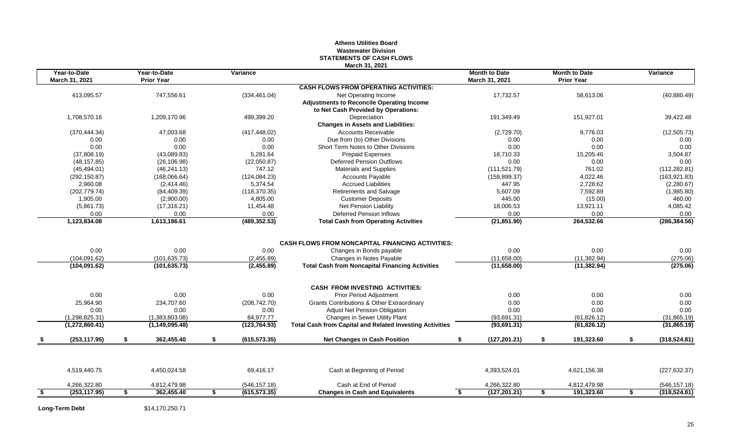# Athens Utilities Board
## Wastewater Division
## STATEMENTS OF CASH FLOWS
### March 31, 2021

| Year-to-Date March 31, 2021 | Year-to-Date Prior Year | Variance | | Month to Date March 31, 2021 | Month to Date Prior Year | Variance |
|---|---|---|---|---|---|---|
| | | | **CASH FLOWS FROM OPERATING ACTIVITIES:** | | | |
| 413,095.57 | 747,556.61 | (334,461.04) | Net Operating Income | 17,732.57 | 58,613.06 | (40,880.49) |
| | | | **Adjustments to Reconcile Operating Income** | | | |
| | | | **to Net Cash Provided by Operations:** | | | |
| 1,708,570.16 | 1,209,170.96 | 499,399.20 | Depreciation | 191,349.49 | 151,927.01 | 39,422.48 |
| | | | **Changes in Assets and Liabilities:** | | | |
| (370,444.34) | 47,003.68 | (417,448.02) | Accounts Receivable | (2,729.70) | 9,776.03 | (12,505.73) |
| 0.00 | 0.00 | 0.00 | Due from (to) Other Divisions | 0.00 | 0.00 | 0.00 |
| 0.00 | 0.00 | 0.00 | Short Term Notes to Other Divisions | 0.00 | 0.00 | 0.00 |
| (37,808.19) | (43,089.83) | 5,281.64 | Prepaid Expenses | 18,710.33 | 15,205.46 | 3,504.87 |
| (48,157.85) | (26,106.98) | (22,050.87) | Deferred Pension Outflows | 0.00 | 0.00 | 0.00 |
| (45,494.01) | (46,241.13) | 747.12 | Materials and Supplies | (111,521.79) | 761.02 | (112,282.81) |
| (292,150.87) | (168,066.64) | (124,084.23) | Accounts Payable | (159,899.37) | 4,022.46 | (163,921.83) |
| 2,960.08 | (2,414.46) | 5,374.54 | Accrued Liabilities | 447.95 | 2,728.62 | (2,280.67) |
| (202,779.74) | (84,409.39) | (118,370.35) | Retirements and Salvage | 5,607.09 | 7,592.89 | (1,985.80) |
| 1,905.00 | (2,900.00) | 4,805.00 | Customer Deposits | 445.00 | (15.00) | 460.00 |
| (5,861.73) | (17,316.21) | 11,454.48 | Net Pension Liability | 18,006.53 | 13,921.11 | 4,085.42 |
| 0.00 | 0.00 | 0.00 | Deferred Pension Inflows | 0.00 | 0.00 | 0.00 |
| **1,123,834.08** | **1,613,186.61** | **(489,352.53)** | **Total Cash from Operating Activities** | **(21,851.90)** | **264,532.66** | **(286,384.56)** |
| | | | **CASH FLOWS FROM NONCAPITAL FINANCING ACTIVITIES:** | | | |
| 0.00 | 0.00 | 0.00 | Changes in Bonds payable | 0.00 | 0.00 | 0.00 |
| (104,091.62) | (101,635.73) | (2,455.89) | Changes in Notes Payable | (11,658.00) | (11,382.94) | (275.06) |
| **(104,091.62)** | **(101,635.73)** | **(2,455.89)** | **Total Cash from Noncapital Financing Activities** | **(11,658.00)** | **(11,382.94)** | **(275.06)** |
| | | | **CASH FROM INVESTING ACTIVITIES:** | | | |
| 0.00 | 0.00 | 0.00 | Prior Period Adjustment | 0.00 | 0.00 | 0.00 |
| 25,964.90 | 234,707.60 | (208,742.70) | Grants Contributions & Other Extraordinary | 0.00 | 0.00 | 0.00 |
| 0.00 | 0.00 | 0.00 | Adjust Net Pension Obligation | 0.00 | 0.00 | 0.00 |
| (1,298,825.31) | (1,383,803.08) | 84,977.77 | Changes in Sewer Utility Plant | (93,691.31) | (61,826.12) | (31,865.19) |
| **(1,272,860.41)** | **(1,149,095.48)** | **(123,764.93)** | **Total Cash from Capital and Related Investing Activities** | **(93,691.31)** | **(61,826.12)** | **(31,865.19)** |
| **$ (253,117.95)** | **$ 362,455.40** | **$ (615,573.35)** | **Net Changes in Cash Position** | **$ (127,201.21)** | **$ 191,323.60** | **$ (318,524.81)** |
| 4,519,440.75 | 4,450,024.58 | 69,416.17 | Cash at Beginning of Period | 4,393,524.01 | 4,621,156.38 | (227,632.37) |
| 4,266,322.80 | 4,812,479.98 | (546,157.18) | Cash at End of Period | 4,266,322.80 | 4,812,479.98 | (546,157.18) |
| **$ (253,117.95)** | **$ 362,455.40** | **$ (615,573.35)** | **Changes in Cash and Equivalents** | **$ (127,201.21)** | **$ 191,323.60** | **$ (318,524.81)** |

**Long-Term Debt** $14,170,250.71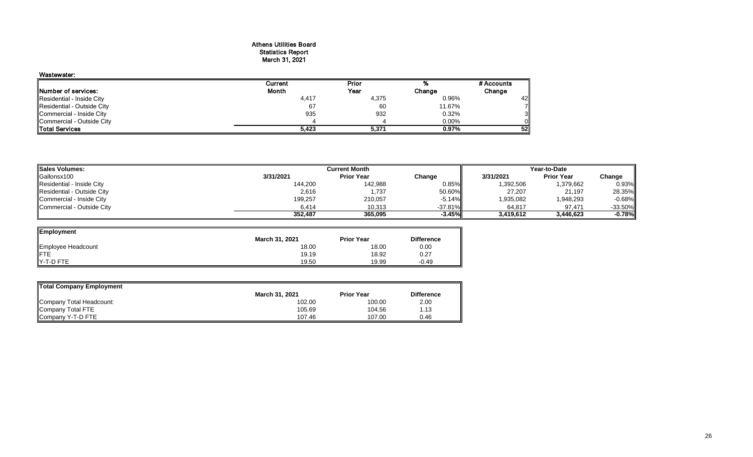# Athens Utilities Board
## Statistics Report
## March 31, 2021

### Wastewater:

| Number of services: | Current Month | Prior Year | % Change | # Accounts Change |
|---|---|---|---|---|
| Residential - Inside City | 4,417 | 4,375 | 0.96% | 42 |
| Residential - Outside City | 67 | 60 | 11.67% | 7 |
| Commercial - Inside City | 935 | 932 | 0.32% | 3 |
| Commercial - Outside City | 4 | 4 | 0.00% | 0 |
| **Total Services** | **5,423** | **5,371** | **0.97%** | **52** |

| Sales Volumes: | Current Month | | | Year-to-Date | | |
|---|---|---|---|---|---|---|
| Gallonsx100 | 3/31/2021 | Prior Year | Change | 3/31/2021 | Prior Year | Change |
| Residential - Inside City | 144,200 | 142,988 | 0.85% | 1,392,506 | 1,379,662 | 0.93% |
| Residential - Outside City | 2,616 | 1,737 | 50.60% | 27,207 | 21,197 | 28.35% |
| Commercial - Inside City | 199,257 | 210,057 | -5.14% | 1,935,082 | 1,948,293 | -0.68% |
| Commercial - Outside City | 6,414 | 10,313 | -37.81% | 64,817 | 97,471 | -33.50% |
| | **352,487** | **365,095** | **-3.45%** | **3,419,612** | **3,446,623** | **-0.78%** |

| Employment | March 31, 2021 | Prior Year | Difference |
|---|---|---|---|
| Employee Headcount | 18.00 | 18.00 | 0.00 |
| FTE | 19.19 | 18.92 | 0.27 |
| Y-T-D FTE | 19.50 | 19.99 | -0.49 |

| Total Company Employment | March 31, 2021 | Prior Year | Difference |
|---|---|---|---|
| Company Total Headcount: | 102.00 | 100.00 | 2.00 |
| Company Total FTE | 105.69 | 104.56 | 1.13 |
| Company Y-T-D FTE | 107.46 | 107.00 | 0.46 |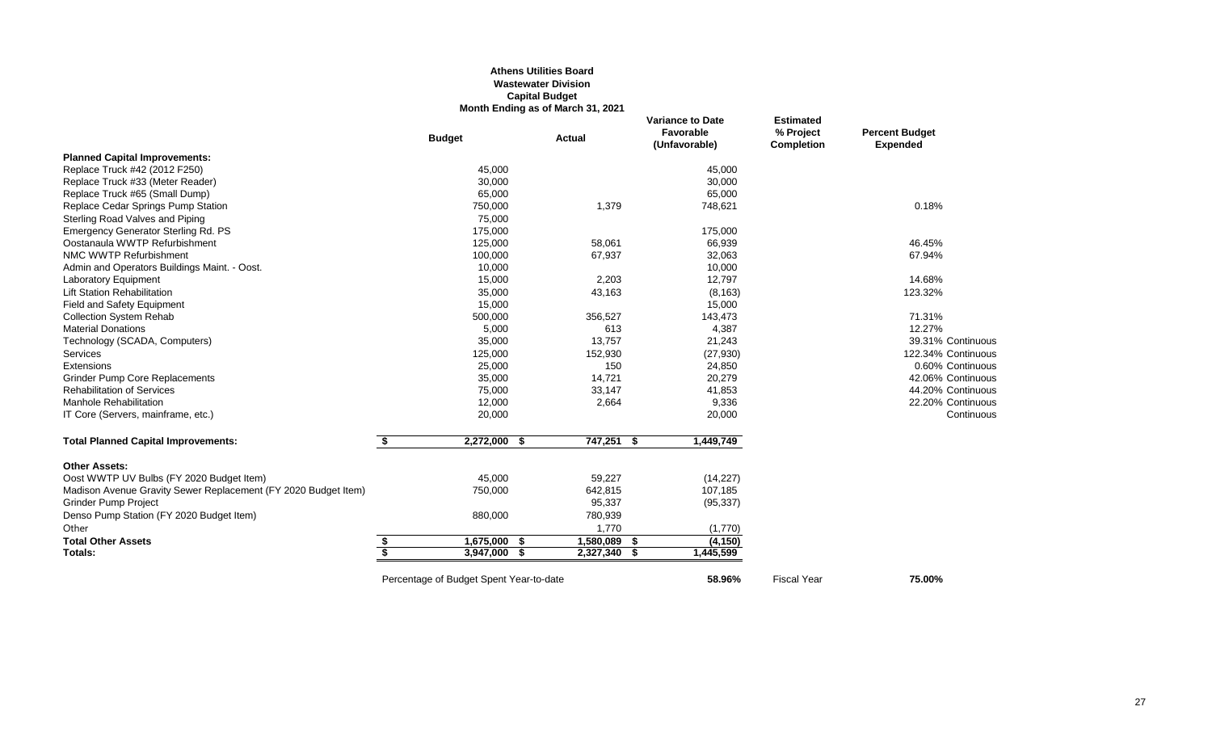**Athens Utilities Board**
**Wastewater Division**
**Capital Budget**
**Month Ending as of March 31, 2021**

| | Budget | Actual | Variance to Date Favorable (Unfavorable) | Estimated % Project Completion | Percent Budget Expended |
|---|---|---|---|---|---|
| **Planned Capital Improvements:** | | | | | |
| Replace Truck #42 (2012 F250) | 45,000 | | 45,000 | | |
| Replace Truck #33 (Meter Reader) | 30,000 | | 30,000 | | |
| Replace Truck #65 (Small Dump) | 65,000 | | 65,000 | | |
| Replace Cedar Springs Pump Station | 750,000 | 1,379 | 748,621 | | 0.18% |
| Sterling Road Valves and Piping | 75,000 | | | | |
| Emergency Generator Sterling Rd. PS | 175,000 | | 175,000 | | |
| Oostanaula WWTP Refurbishment | 125,000 | 58,061 | 66,939 | | 46.45% |
| NMC WWTP Refurbishment | 100,000 | 67,937 | 32,063 | | 67.94% |
| Admin and Operators Buildings Maint. - Oost. | 10,000 | | 10,000 | | |
| Laboratory Equipment | 15,000 | 2,203 | 12,797 | | 14.68% |
| Lift Station Rehabilitation | 35,000 | 43,163 | (8,163) | | 123.32% |
| Field and Safety Equipment | 15,000 | | 15,000 | | |
| Collection System Rehab | 500,000 | 356,527 | 143,473 | | 71.31% |
| Material Donations | 5,000 | 613 | 4,387 | | 12.27% |
| Technology (SCADA, Computers) | 35,000 | 13,757 | 21,243 | | 39.31% Continuous |
| Services | 125,000 | 152,930 | (27,930) | | 122.34% Continuous |
| Extensions | 25,000 | 150 | 24,850 | | 0.60% Continuous |
| Grinder Pump Core Replacements | 35,000 | 14,721 | 20,279 | | 42.06% Continuous |
| Rehabilitation of Services | 75,000 | 33,147 | 41,853 | | 44.20% Continuous |
| Manhole Rehabilitation | 12,000 | 2,664 | 9,336 | | 22.20% Continuous |
| IT Core (Servers, mainframe, etc.) | 20,000 | | 20,000 | | Continuous |
| **Total Planned Capital Improvements:** | **$ 2,272,000** | **$ 747,251** | **$ 1,449,749** | | |
| **Other Assets:** | | | | | |
| Oost WWTP UV Bulbs (FY 2020 Budget Item) | 45,000 | 59,227 | (14,227) | | |
| Madison Avenue Gravity Sewer Replacement (FY 2020 Budget Item) | 750,000 | 642,815 | 107,185 | | |
| Grinder Pump Project | | 95,337 | (95,337) | | |
| Denso Pump Station (FY 2020 Budget Item) | 880,000 | 780,939 | | | |
| Other | | 1,770 | (1,770) | | |
| **Total Other Assets** | **$ 1,675,000** | **$ 1,580,089** | **$ (4,150)** | | |
| **Totals:** | **$ 3,947,000** | **$ 2,327,340** | **$ 1,445,599** | | |
| | Percentage of Budget Spent Year-to-date | | **58.96%** | Fiscal Year | **75.00%** |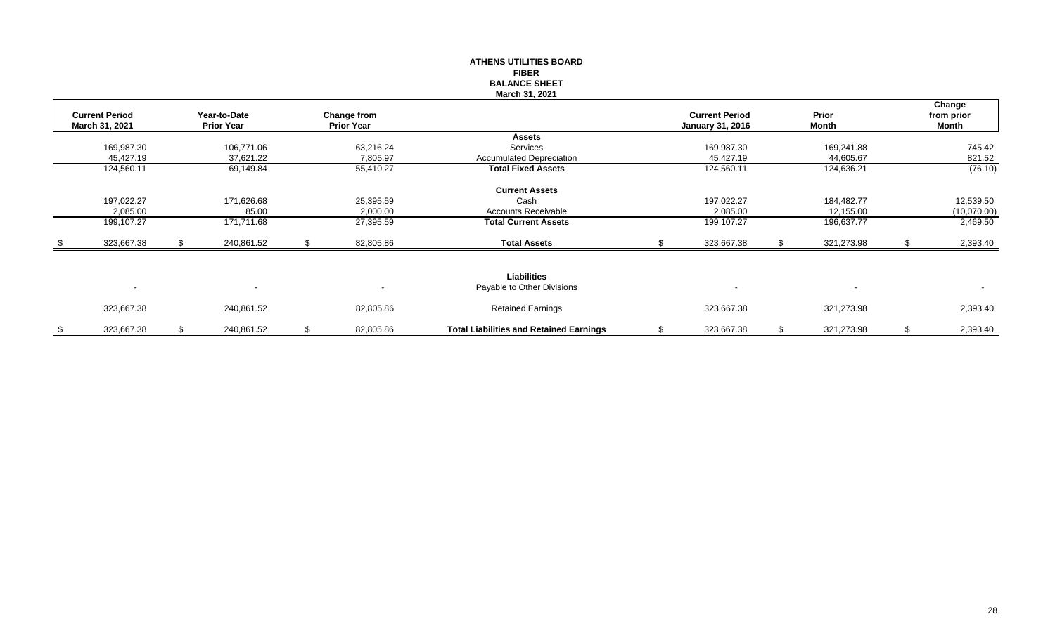**ATHENS UTILITIES BOARD**
**FIBER**
**BALANCE SHEET**
**March 31, 2021**

| Current Period March 31, 2021 | Year-to-Date Prior Year | Change from Prior Year | | Current Period January 31, 2016 | Prior Month | Change from prior Month |
|---|---|---|---|---|---|---|
| | | | **Assets** | | | |
| 169,987.30 | 106,771.06 | 63,216.24 | Services | 169,987.30 | 169,241.88 | 745.42 |
| 45,427.19 | 37,621.22 | 7,805.97 | Accumulated Depreciation | 45,427.19 | 44,605.67 | 821.52 |
| 124,560.11 | 69,149.84 | 55,410.27 | **Total Fixed Assets** | 124,560.11 | 124,636.21 | (76.10) |
| | | | **Current Assets** | | | |
| 197,022.27 | 171,626.68 | 25,395.59 | Cash | 197,022.27 | 184,482.77 | 12,539.50 |
| 2,085.00 | 85.00 | 2,000.00 | Accounts Receivable | 2,085.00 | 12,155.00 | (10,070.00) |
| 199,107.27 | 171,711.68 | 27,395.59 | **Total Current Assets** | 199,107.27 | 196,637.77 | 2,469.50 |
| $ 323,667.38 | $ 240,861.52 | $ 82,805.86 | **Total Assets** | $ 323,667.38 | $ 321,273.98 | $ 2,393.40 |
| | | | **Liabilities** | | | |
| - | - | - | Payable to Other Divisions | - | - | - |
| 323,667.38 | 240,861.52 | 82,805.86 | Retained Earnings | 323,667.38 | 321,273.98 | 2,393.40 |
| $ 323,667.38 | $ 240,861.52 | $ 82,805.86 | **Total Liabilities and Retained Earnings** | $ 323,667.38 | $ 321,273.98 | $ 2,393.40 |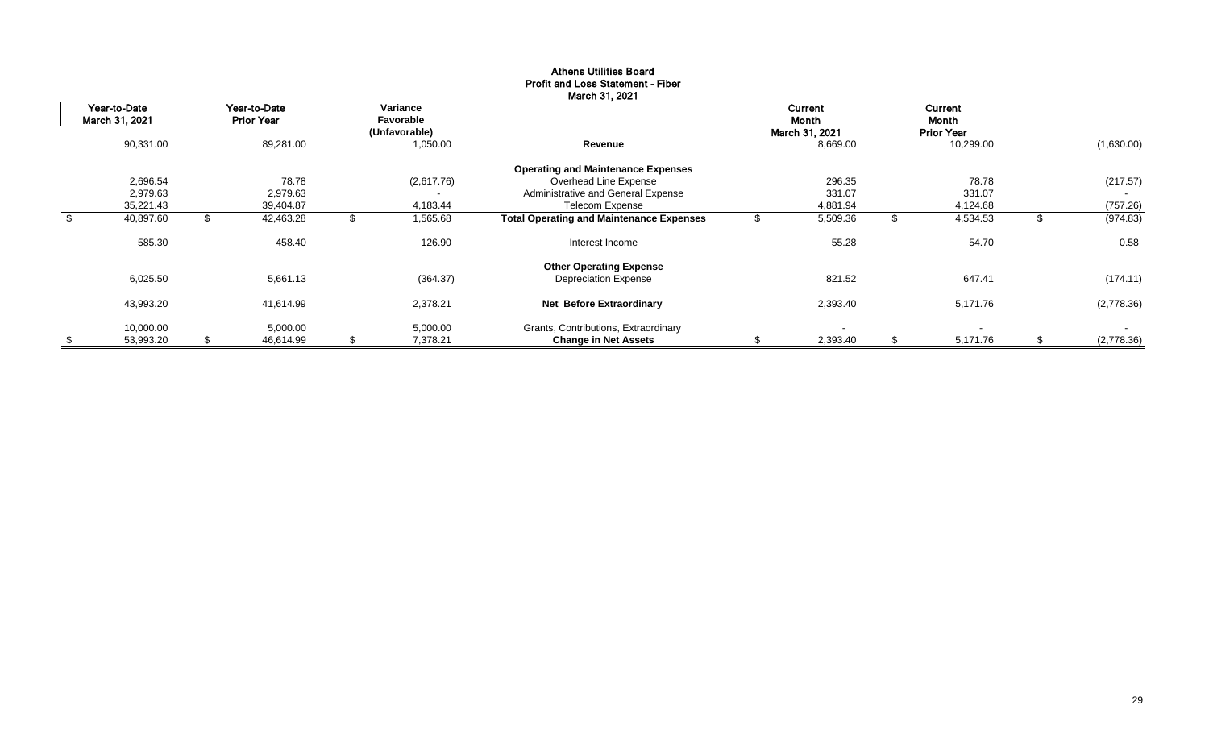# Athens Utilities Board
## Profit and Loss Statement - Fiber
### March 31, 2021

| Year-to-Date March 31, 2021 | Year-to-Date Prior Year | Variance Favorable (Unfavorable) | | Current Month March 31, 2021 | Current Month Prior Year | |
|---|---|---|---|---|---|---|
| 90,331.00 | 89,281.00 | 1,050.00 | **Revenue** | 8,669.00 | 10,299.00 | (1,630.00) |
| | | | **Operating and Maintenance Expenses** | | | |
| 2,696.54 | 78.78 | (2,617.76) | Overhead Line Expense | 296.35 | 78.78 | (217.57) |
| 2,979.63 | 2,979.63 | - | Administrative and General Expense | 331.07 | 331.07 | - |
| 35,221.43 | 39,404.87 | 4,183.44 | Telecom Expense | 4,881.94 | 4,124.68 | (757.26) |
| $ 40,897.60 | $ 42,463.28 | $ 1,565.68 | **Total Operating and Maintenance Expenses** | $ 5,509.36 | $ 4,534.53 | $ (974.83) |
| 585.30 | 458.40 | 126.90 | Interest Income | 55.28 | 54.70 | 0.58 |
| | | | **Other Operating Expense** | | | |
| 6,025.50 | 5,661.13 | (364.37) | Depreciation Expense | 821.52 | 647.41 | (174.11) |
| 43,993.20 | 41,614.99 | 2,378.21 | **Net Before Extraordinary** | 2,393.40 | 5,171.76 | (2,778.36) |
| 10,000.00 | 5,000.00 | 5,000.00 | Grants, Contributions, Extraordinary | - | - | - |
| $ 53,993.20 | $ 46,614.99 | $ 7,378.21 | **Change in Net Assets** | $ 2,393.40 | $ 5,171.76 | $ (2,778.36) |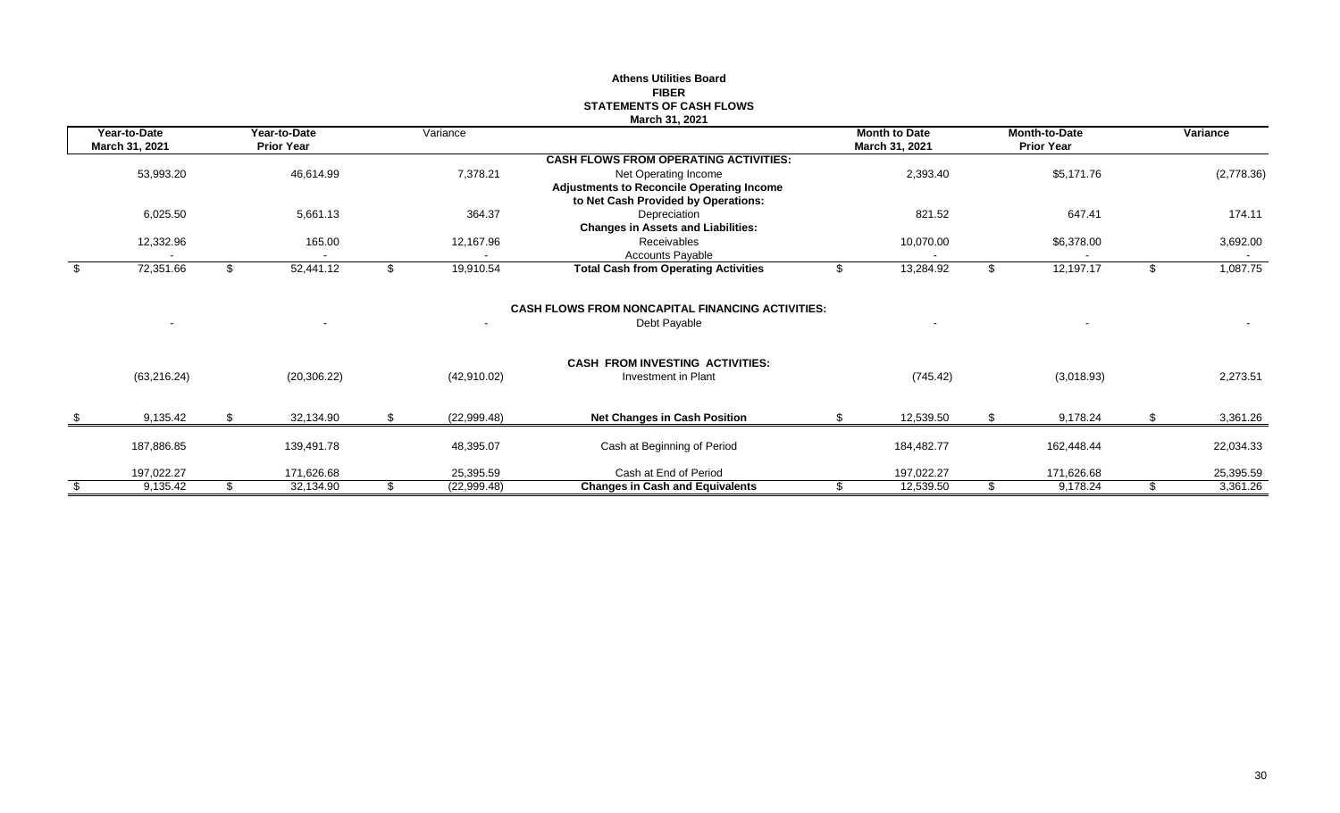**Athens Utilities Board**
**FIBER**
**STATEMENTS OF CASH FLOWS**
**March 31, 2021**

| Year-to-Date March 31, 2021 | Year-to-Date Prior Year | Variance | | Month to Date March 31, 2021 | Month-to-Date Prior Year | Variance |
|---|---|---|---|---|---|---|
| | | | **CASH FLOWS FROM OPERATING ACTIVITIES:** | | | |
| 53,993.20 | 46,614.99 | 7,378.21 | Net Operating Income | 2,393.40 | $5,171.76 | (2,778.36) |
| | | | **Adjustments to Reconcile Operating Income to Net Cash Provided by Operations:** | | | |
| 6,025.50 | 5,661.13 | 364.37 | Depreciation | 821.52 | 647.41 | 174.11 |
| | | | **Changes in Assets and Liabilities:** | | | |
| 12,332.96 | 165.00 | 12,167.96 | Receivables | 10,070.00 | $6,378.00 | 3,692.00 |
| - | - | - | Accounts Payable | - | - | - |
| $ 72,351.66 | $ 52,441.12 | $ 19,910.54 | **Total Cash from Operating Activities** | $ 13,284.92 | $ 12,197.17 | $ 1,087.75 |
| | | | **CASH FLOWS FROM NONCAPITAL FINANCING ACTIVITIES:** | | | |
| - | - | - | Debt Payable | - | - | - |
| | | | **CASH FROM INVESTING ACTIVITIES:** | | | |
| (63,216.24) | (20,306.22) | (42,910.02) | Investment in Plant | (745.42) | (3,018.93) | 2,273.51 |
| $ 9,135.42 | $ 32,134.90 | $ (22,999.48) | **Net Changes in Cash Position** | $ 12,539.50 | $ 9,178.24 | $ 3,361.26 |
| 187,886.85 | 139,491.78 | 48,395.07 | Cash at Beginning of Period | 184,482.77 | 162,448.44 | 22,034.33 |
| 197,022.27 | 171,626.68 | 25,395.59 | Cash at End of Period | 197,022.27 | 171,626.68 | 25,395.59 |
| $ 9,135.42 | $ 32,134.90 | $ (22,999.48) | **Changes in Cash and Equivalents** | $ 12,539.50 | $ 9,178.24 | $ 3,361.26 |